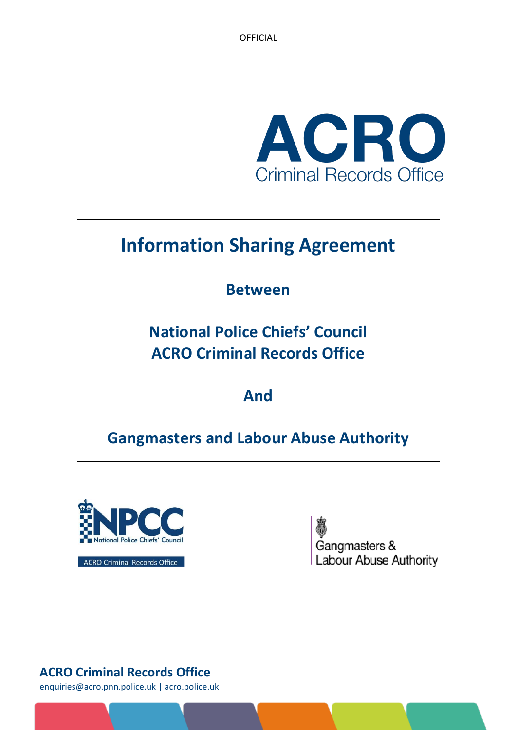OFFICIAL

# Information Sharing Agreement

**Between**

**National Police Chiefs' Council**
**ACRO Criminal Records Office**

**And**

**Gangmasters and Labour Abuse Authority**

**ACRO Criminal Records Office**
enquiries@acro.pnn.police.uk | acro.police.uk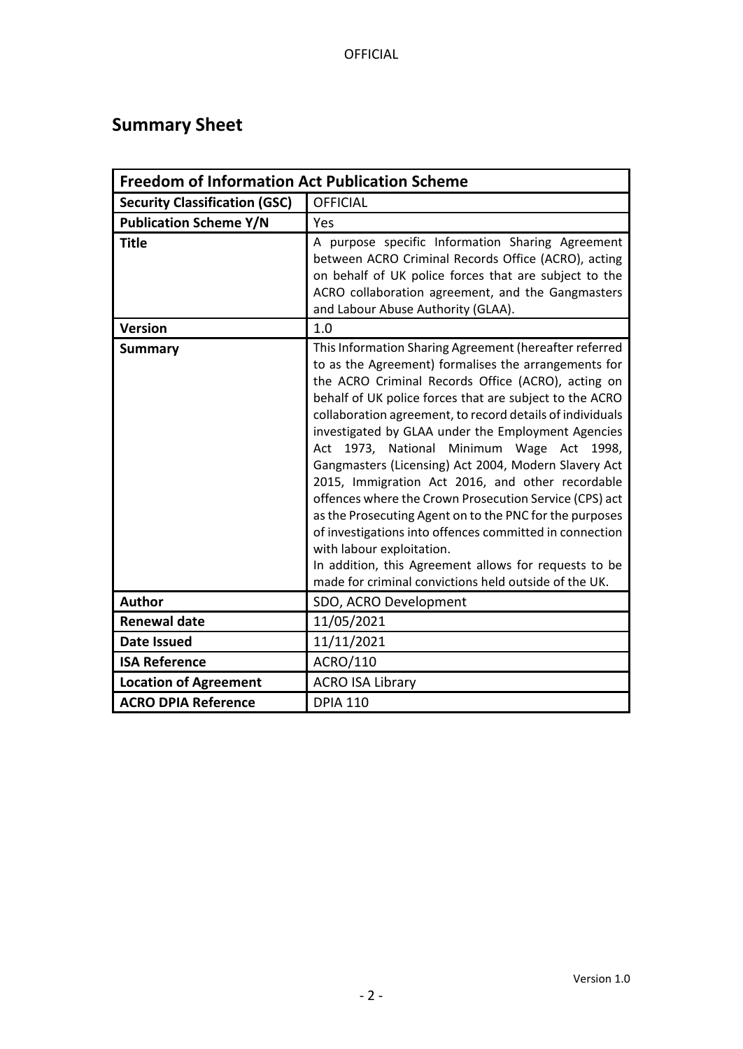## Summary Sheet

| Freedom of Information Act Publication Scheme | |
|---|---|
| **Security Classification (GSC)** | OFFICIAL |
| **Publication Scheme Y/N** | Yes |
| **Title** | A purpose specific Information Sharing Agreement between ACRO Criminal Records Office (ACRO), acting on behalf of UK police forces that are subject to the ACRO collaboration agreement, and the Gangmasters and Labour Abuse Authority (GLAA). |
| **Version** | 1.0 |
| **Summary** | This Information Sharing Agreement (hereafter referred to as the Agreement) formalises the arrangements for the ACRO Criminal Records Office (ACRO), acting on behalf of UK police forces that are subject to the ACRO collaboration agreement, to record details of individuals investigated by GLAA under the Employment Agencies Act 1973, National Minimum Wage Act 1998, Gangmasters (Licensing) Act 2004, Modern Slavery Act 2015, Immigration Act 2016, and other recordable offences where the Crown Prosecution Service (CPS) act as the Prosecuting Agent on to the PNC for the purposes of investigations into offences committed in connection with labour exploitation.<br>In addition, this Agreement allows for requests to be made for criminal convictions held outside of the UK. |
| **Author** | SDO, ACRO Development |
| **Renewal date** | 11/05/2021 |
| **Date Issued** | 11/11/2021 |
| **ISA Reference** | ACRO/110 |
| **Location of Agreement** | ACRO ISA Library |
| **ACRO DPIA Reference** | DPIA 110 |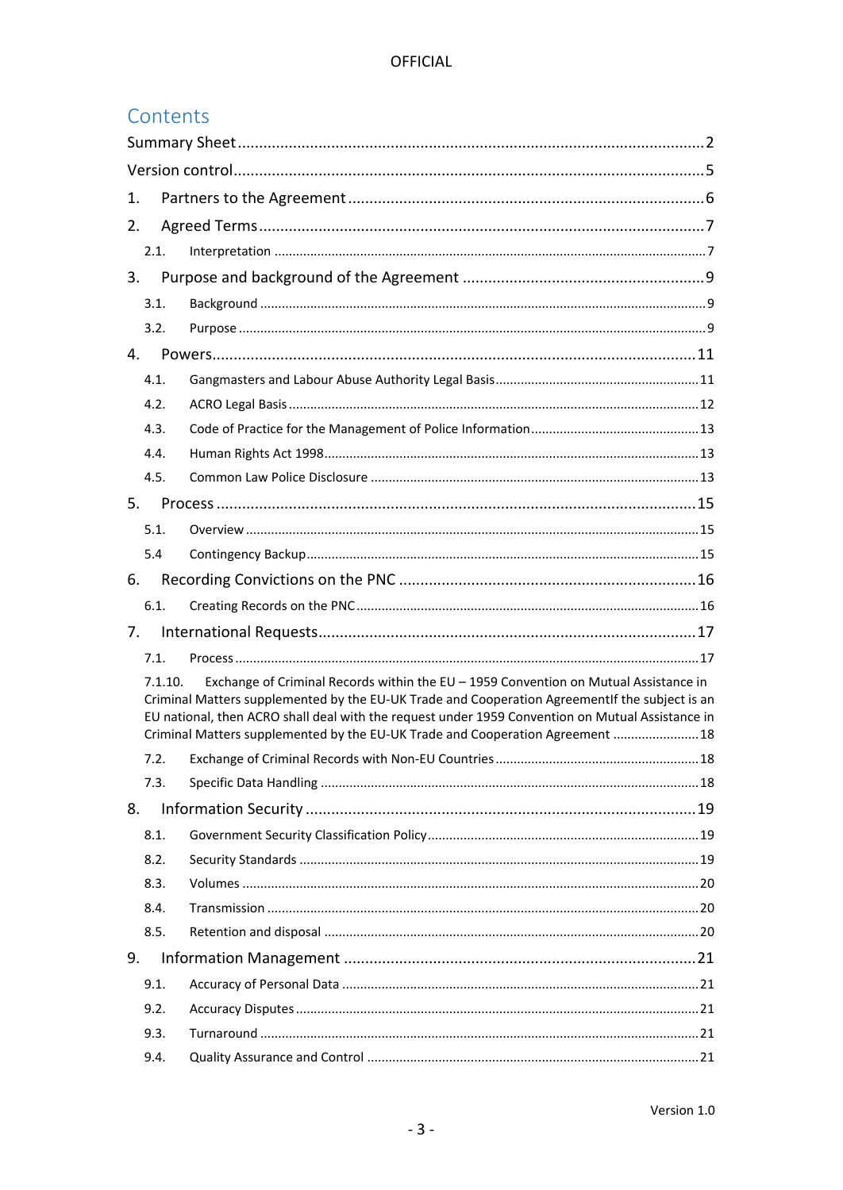# Contents

Summary Sheet ............................................................ 2

Version control ............................................................ 5

1. Partners to the Agreement ............................................................ 6

2. Agreed Terms ............................................................ 7

   2.1. Interpretation ............................................................ 7

3. Purpose and background of the Agreement ............................................................ 9

   3.1. Background ............................................................ 9

   3.2. Purpose ............................................................ 9

4. Powers ............................................................ 11

   4.1. Gangmasters and Labour Abuse Authority Legal Basis ............................................................ 11

   4.2. ACRO Legal Basis ............................................................ 12

   4.3. Code of Practice for the Management of Police Information ............................................................ 13

   4.4. Human Rights Act 1998 ............................................................ 13

   4.5. Common Law Police Disclosure ............................................................ 13

5. Process ............................................................ 15

   5.1. Overview ............................................................ 15

   5.4 Contingency Backup ............................................................ 15

6. Recording Convictions on the PNC ............................................................ 16

   6.1. Creating Records on the PNC ............................................................ 16

7. International Requests ............................................................ 17

   7.1. Process ............................................................ 17

   7.1.10. Exchange of Criminal Records within the EU – 1959 Convention on Mutual Assistance in Criminal Matters supplemented by the EU-UK Trade and Cooperation AgreementIf the subject is an EU national, then ACRO shall deal with the request under 1959 Convention on Mutual Assistance in Criminal Matters supplemented by the EU-UK Trade and Cooperation Agreement ............................................................ 18

   7.2. Exchange of Criminal Records with Non-EU Countries ............................................................ 18

   7.3. Specific Data Handling ............................................................ 18

8. Information Security ............................................................ 19

   8.1. Government Security Classification Policy ............................................................ 19

   8.2. Security Standards ............................................................ 19

   8.3. Volumes ............................................................ 20

   8.4. Transmission ............................................................ 20

   8.5. Retention and disposal ............................................................ 20

9. Information Management ............................................................ 21

   9.1. Accuracy of Personal Data ............................................................ 21

   9.2. Accuracy Disputes ............................................................ 21

   9.3. Turnaround ............................................................ 21

   9.4. Quality Assurance and Control ............................................................ 21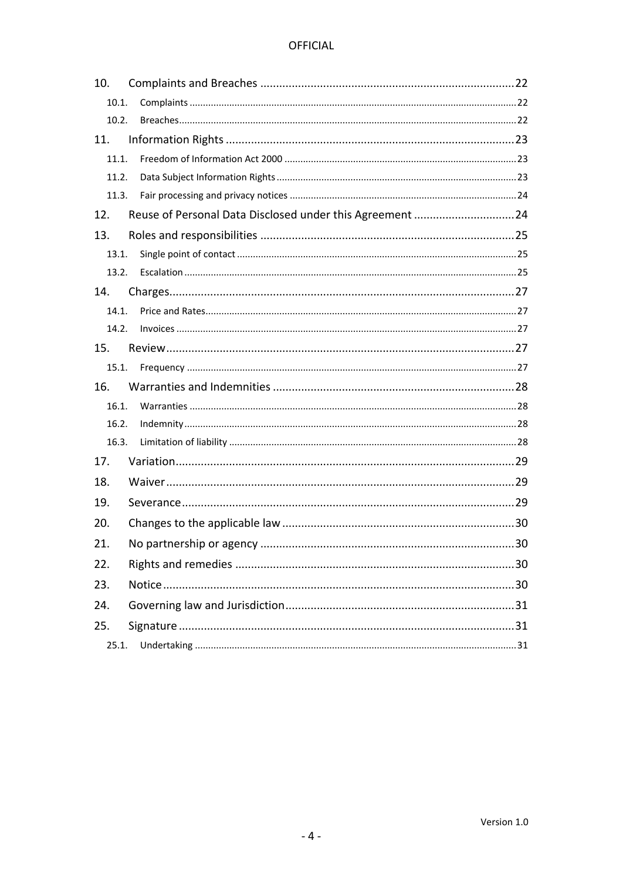10. Complaints and Breaches ........................................ 22
  - 10.1. Complaints ........................................ 22
  - 10.2. Breaches ........................................ 22

11. Information Rights ........................................ 23
  - 11.1. Freedom of Information Act 2000 ........................................ 23
  - 11.2. Data Subject Information Rights ........................................ 23
  - 11.3. Fair processing and privacy notices ........................................ 24

12. Reuse of Personal Data Disclosed under this Agreement ........................................ 24

13. Roles and responsibilities ........................................ 25
  - 13.1. Single point of contact ........................................ 25
  - 13.2. Escalation ........................................ 25

14. Charges ........................................ 27
  - 14.1. Price and Rates ........................................ 27
  - 14.2. Invoices ........................................ 27

15. Review ........................................ 27
  - 15.1. Frequency ........................................ 27

16. Warranties and Indemnities ........................................ 28
  - 16.1. Warranties ........................................ 28
  - 16.2. Indemnity ........................................ 28
  - 16.3. Limitation of liability ........................................ 28

17. Variation ........................................ 29

18. Waiver ........................................ 29

19. Severance ........................................ 29

20. Changes to the applicable law ........................................ 30

21. No partnership or agency ........................................ 30

22. Rights and remedies ........................................ 30

23. Notice ........................................ 30

24. Governing law and Jurisdiction ........................................ 31

25. Signature ........................................ 31
  - 25.1. Undertaking ........................................ 31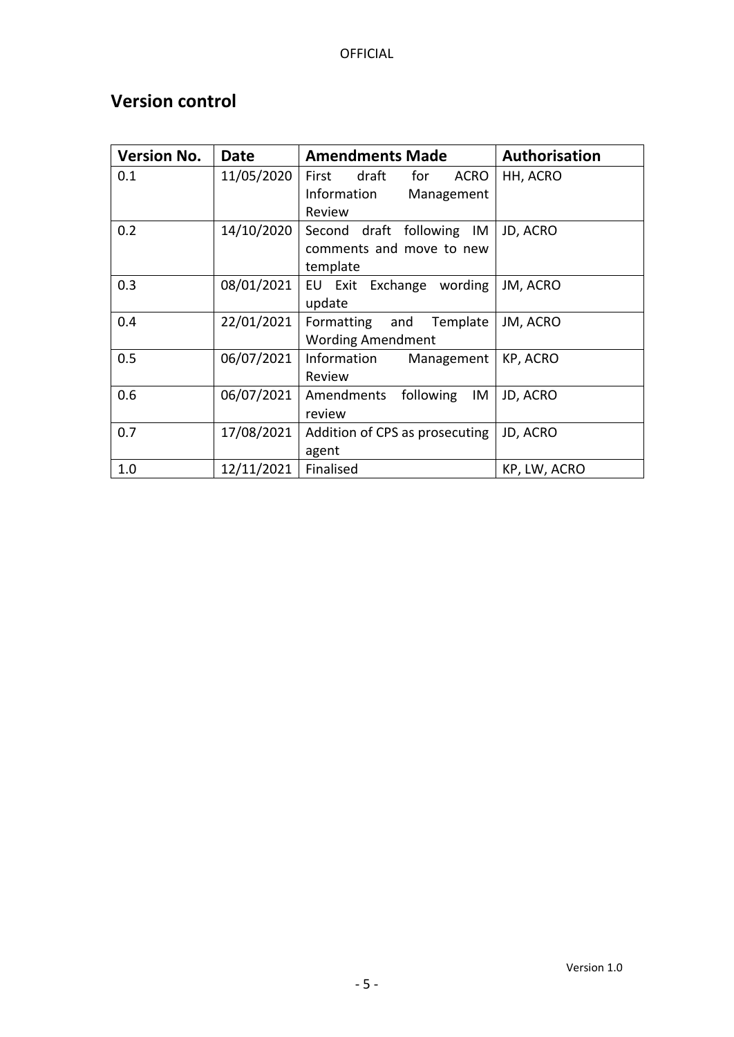## Version control

| Version No. | Date | Amendments Made | Authorisation |
| --- | --- | --- | --- |
| 0.1 | 11/05/2020 | First draft for ACRO Information Management Review | HH, ACRO |
| 0.2 | 14/10/2020 | Second draft following IM comments and move to new template | JD, ACRO |
| 0.3 | 08/01/2021 | EU Exit Exchange wording update | JM, ACRO |
| 0.4 | 22/01/2021 | Formatting and Template Wording Amendment | JM, ACRO |
| 0.5 | 06/07/2021 | Information Management Review | KP, ACRO |
| 0.6 | 06/07/2021 | Amendments following IM review | JD, ACRO |
| 0.7 | 17/08/2021 | Addition of CPS as prosecuting agent | JD, ACRO |
| 1.0 | 12/11/2021 | Finalised | KP, LW, ACRO |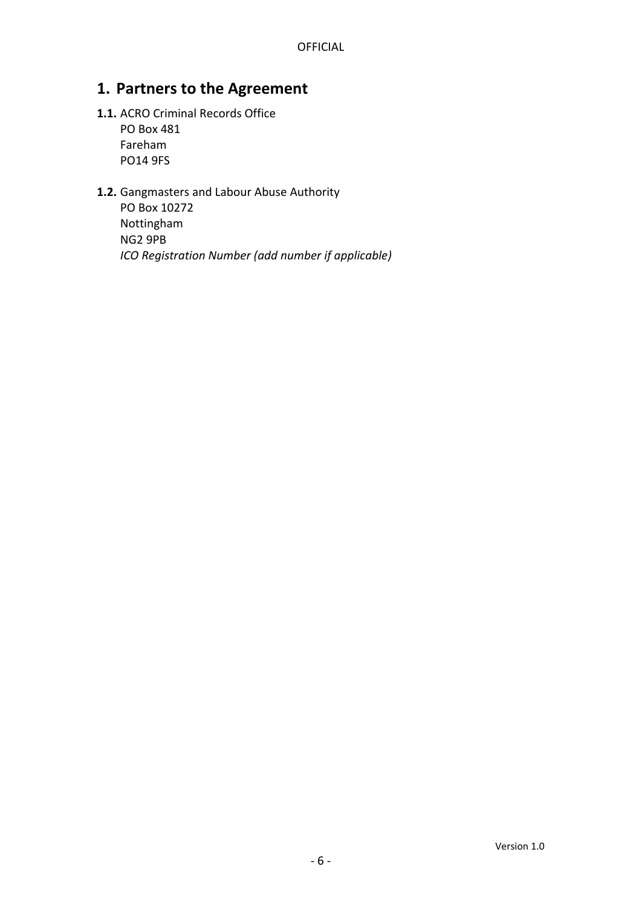# 1. Partners to the Agreement

**1.1.** ACRO Criminal Records Office
PO Box 481
Fareham
PO14 9FS

**1.2.** Gangmasters and Labour Abuse Authority
PO Box 10272
Nottingham
NG2 9PB
*ICO Registration Number (add number if applicable)*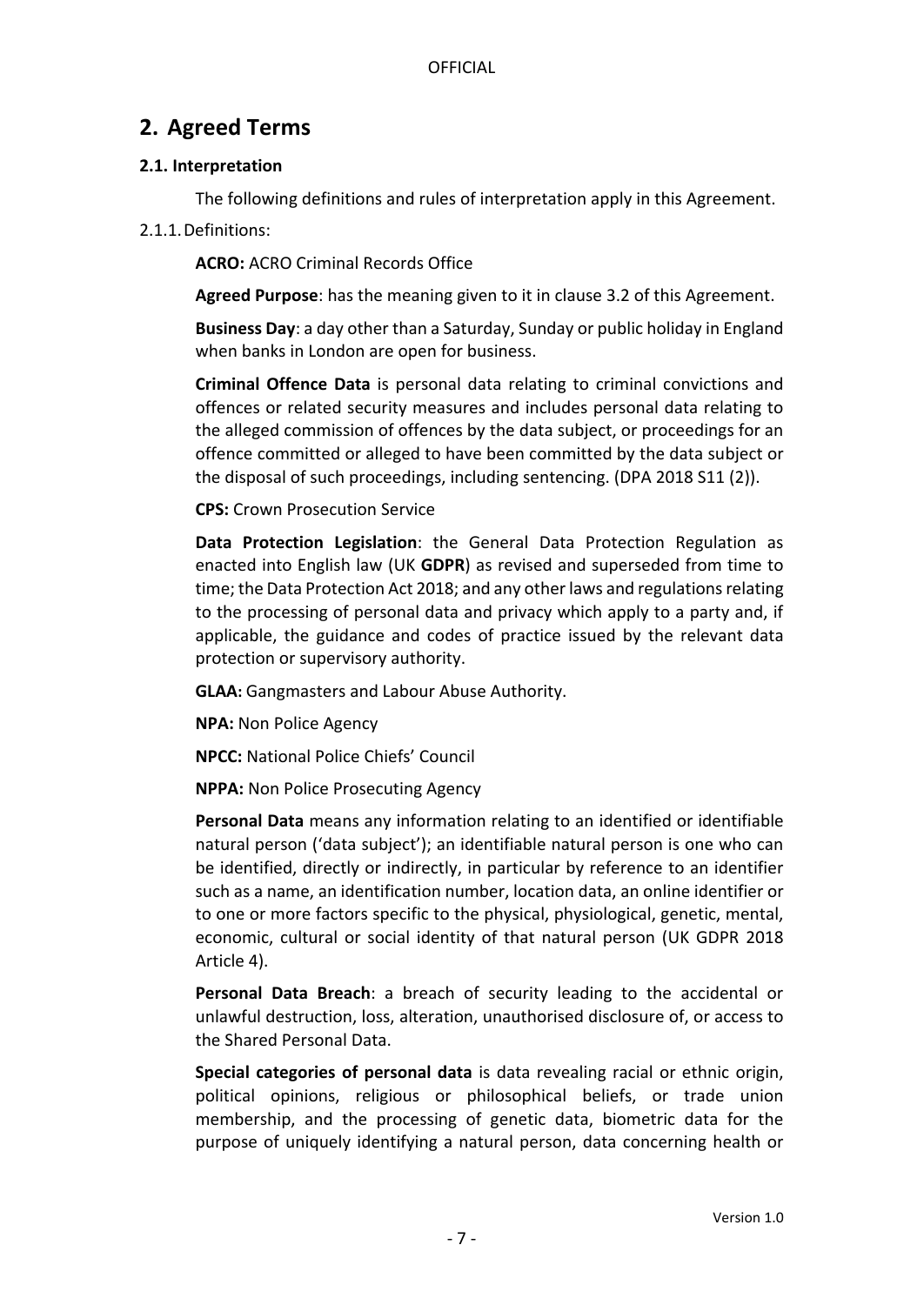## 2. Agreed Terms

### 2.1. Interpretation

The following definitions and rules of interpretation apply in this Agreement.

2.1.1. Definitions:

**ACRO:** ACRO Criminal Records Office

**Agreed Purpose**: has the meaning given to it in clause 3.2 of this Agreement.

**Business Day**: a day other than a Saturday, Sunday or public holiday in England when banks in London are open for business.

**Criminal Offence Data** is personal data relating to criminal convictions and offences or related security measures and includes personal data relating to the alleged commission of offences by the data subject, or proceedings for an offence committed or alleged to have been committed by the data subject or the disposal of such proceedings, including sentencing. (DPA 2018 S11 (2)).

**CPS:** Crown Prosecution Service

**Data Protection Legislation**: the General Data Protection Regulation as enacted into English law (UK **GDPR**) as revised and superseded from time to time; the Data Protection Act 2018; and any other laws and regulations relating to the processing of personal data and privacy which apply to a party and, if applicable, the guidance and codes of practice issued by the relevant data protection or supervisory authority.

**GLAA:** Gangmasters and Labour Abuse Authority.

**NPA:** Non Police Agency

**NPCC:** National Police Chiefs' Council

**NPPA:** Non Police Prosecuting Agency

**Personal Data** means any information relating to an identified or identifiable natural person ('data subject'); an identifiable natural person is one who can be identified, directly or indirectly, in particular by reference to an identifier such as a name, an identification number, location data, an online identifier or to one or more factors specific to the physical, physiological, genetic, mental, economic, cultural or social identity of that natural person (UK GDPR 2018 Article 4).

**Personal Data Breach**: a breach of security leading to the accidental or unlawful destruction, loss, alteration, unauthorised disclosure of, or access to the Shared Personal Data.

**Special categories of personal data** is data revealing racial or ethnic origin, political opinions, religious or philosophical beliefs, or trade union membership, and the processing of genetic data, biometric data for the purpose of uniquely identifying a natural person, data concerning health or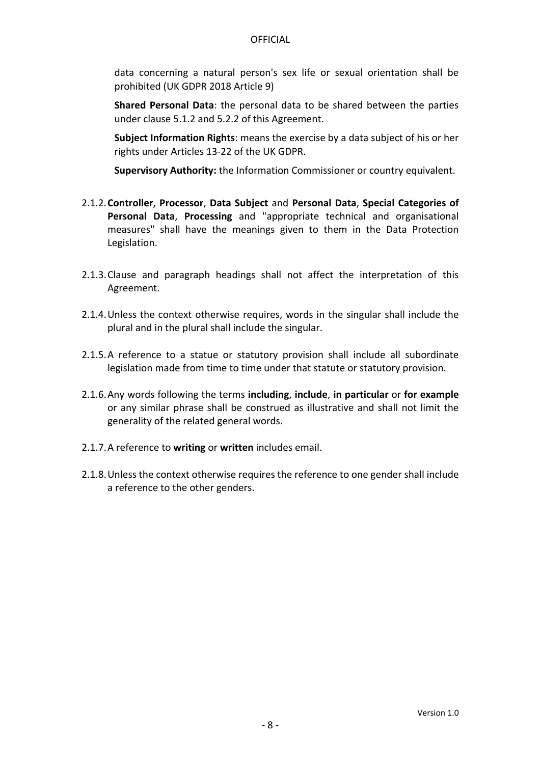data concerning a natural person's sex life or sexual orientation shall be prohibited (UK GDPR 2018 Article 9)

**Shared Personal Data**: the personal data to be shared between the parties under clause 5.1.2 and 5.2.2 of this Agreement.

**Subject Information Rights**: means the exercise by a data subject of his or her rights under Articles 13-22 of the UK GDPR.

**Supervisory Authority:** the Information Commissioner or country equivalent.

2.1.2. **Controller**, **Processor**, **Data Subject** and **Personal Data**, **Special Categories of Personal Data**, **Processing** and "appropriate technical and organisational measures" shall have the meanings given to them in the Data Protection Legislation.

2.1.3. Clause and paragraph headings shall not affect the interpretation of this Agreement.

2.1.4. Unless the context otherwise requires, words in the singular shall include the plural and in the plural shall include the singular.

2.1.5. A reference to a statue or statutory provision shall include all subordinate legislation made from time to time under that statute or statutory provision.

2.1.6. Any words following the terms **including**, **include**, **in particular** or **for example** or any similar phrase shall be construed as illustrative and shall not limit the generality of the related general words.

2.1.7. A reference to **writing** or **written** includes email.

2.1.8. Unless the context otherwise requires the reference to one gender shall include a reference to the other genders.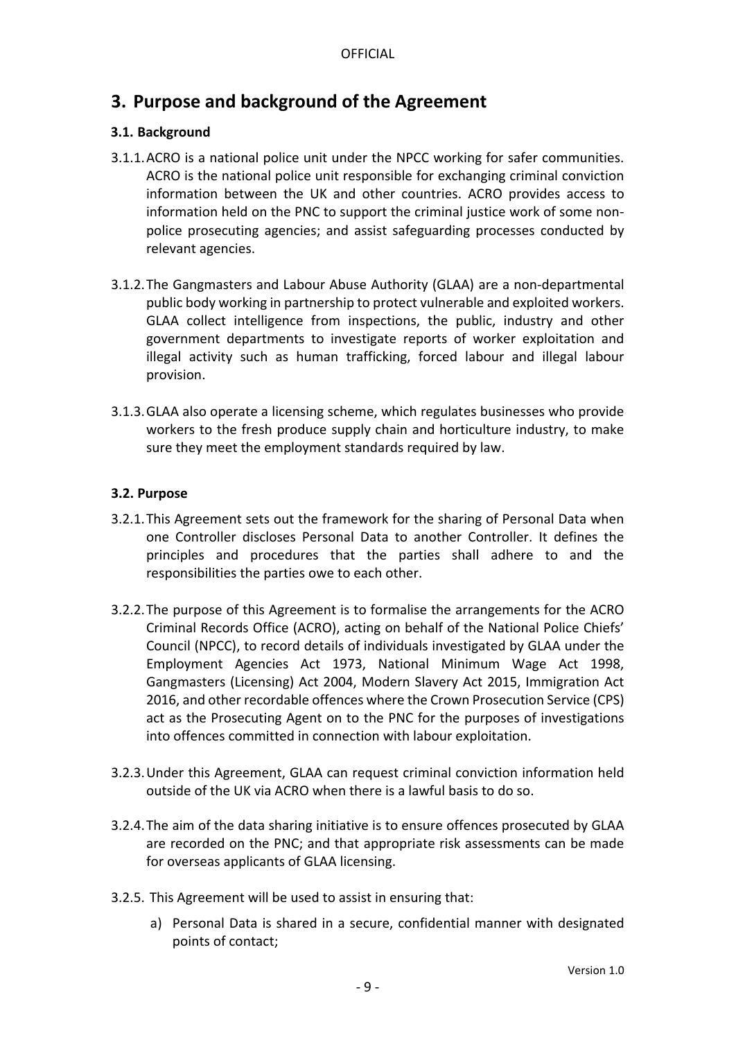# 3. Purpose and background of the Agreement

### 3.1. Background

3.1.1. ACRO is a national police unit under the NPCC working for safer communities. ACRO is the national police unit responsible for exchanging criminal conviction information between the UK and other countries. ACRO provides access to information held on the PNC to support the criminal justice work of some non-police prosecuting agencies; and assist safeguarding processes conducted by relevant agencies.

3.1.2. The Gangmasters and Labour Abuse Authority (GLAA) are a non-departmental public body working in partnership to protect vulnerable and exploited workers. GLAA collect intelligence from inspections, the public, industry and other government departments to investigate reports of worker exploitation and illegal activity such as human trafficking, forced labour and illegal labour provision.

3.1.3. GLAA also operate a licensing scheme, which regulates businesses who provide workers to the fresh produce supply chain and horticulture industry, to make sure they meet the employment standards required by law.

### 3.2. Purpose

3.2.1. This Agreement sets out the framework for the sharing of Personal Data when one Controller discloses Personal Data to another Controller. It defines the principles and procedures that the parties shall adhere to and the responsibilities the parties owe to each other.

3.2.2. The purpose of this Agreement is to formalise the arrangements for the ACRO Criminal Records Office (ACRO), acting on behalf of the National Police Chiefs' Council (NPCC), to record details of individuals investigated by GLAA under the Employment Agencies Act 1973, National Minimum Wage Act 1998, Gangmasters (Licensing) Act 2004, Modern Slavery Act 2015, Immigration Act 2016, and other recordable offences where the Crown Prosecution Service (CPS) act as the Prosecuting Agent on to the PNC for the purposes of investigations into offences committed in connection with labour exploitation.

3.2.3. Under this Agreement, GLAA can request criminal conviction information held outside of the UK via ACRO when there is a lawful basis to do so.

3.2.4. The aim of the data sharing initiative is to ensure offences prosecuted by GLAA are recorded on the PNC; and that appropriate risk assessments can be made for overseas applicants of GLAA licensing.

3.2.5. This Agreement will be used to assist in ensuring that:

a) Personal Data is shared in a secure, confidential manner with designated points of contact;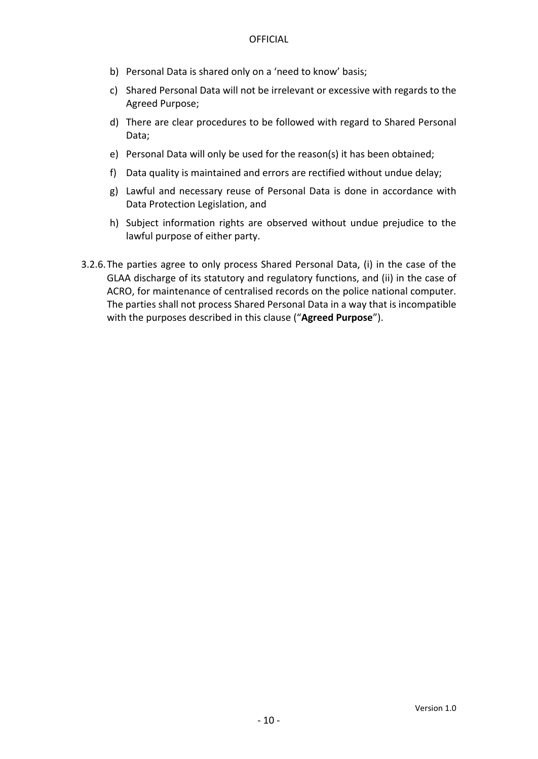b) Personal Data is shared only on a 'need to know' basis;

c) Shared Personal Data will not be irrelevant or excessive with regards to the Agreed Purpose;

d) There are clear procedures to be followed with regard to Shared Personal Data;

e) Personal Data will only be used for the reason(s) it has been obtained;

f) Data quality is maintained and errors are rectified without undue delay;

g) Lawful and necessary reuse of Personal Data is done in accordance with Data Protection Legislation, and

h) Subject information rights are observed without undue prejudice to the lawful purpose of either party.

3.2.6. The parties agree to only process Shared Personal Data, (i) in the case of the GLAA discharge of its statutory and regulatory functions, and (ii) in the case of ACRO, for maintenance of centralised records on the police national computer. The parties shall not process Shared Personal Data in a way that is incompatible with the purposes described in this clause ("**Agreed Purpose**").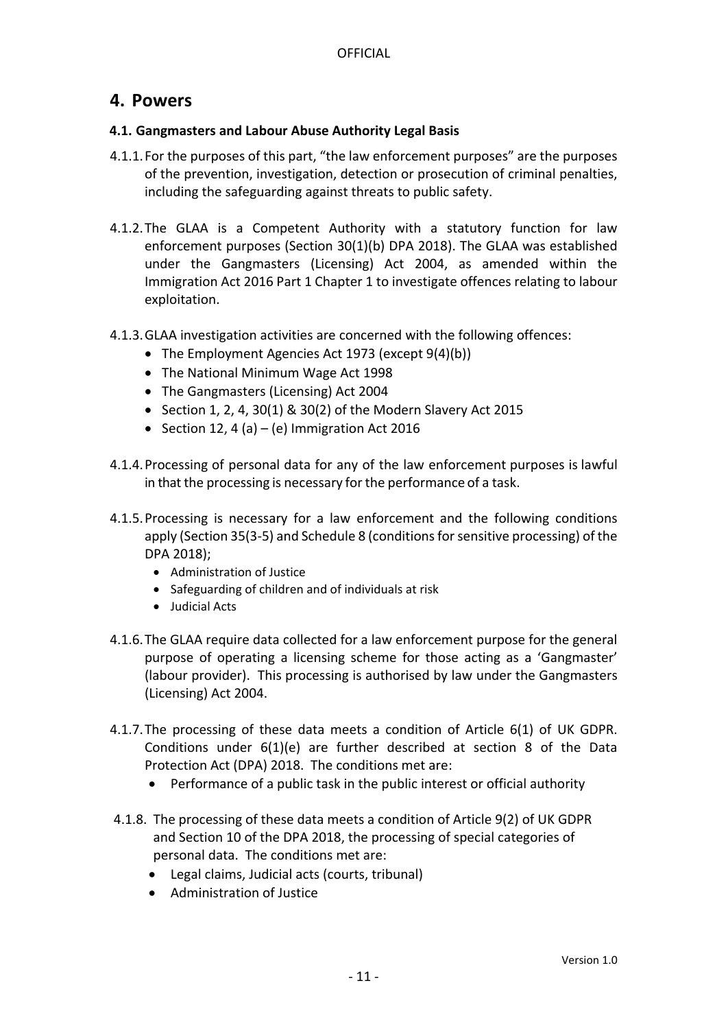# 4. Powers

**4.1. Gangmasters and Labour Abuse Authority Legal Basis**

4.1.1. For the purposes of this part, "the law enforcement purposes" are the purposes of the prevention, investigation, detection or prosecution of criminal penalties, including the safeguarding against threats to public safety.

4.1.2. The GLAA is a Competent Authority with a statutory function for law enforcement purposes (Section 30(1)(b) DPA 2018). The GLAA was established under the Gangmasters (Licensing) Act 2004, as amended within the Immigration Act 2016 Part 1 Chapter 1 to investigate offences relating to labour exploitation.

4.1.3. GLAA investigation activities are concerned with the following offences:

- The Employment Agencies Act 1973 (except 9(4)(b))
- The National Minimum Wage Act 1998
- The Gangmasters (Licensing) Act 2004
- Section 1, 2, 4, 30(1) & 30(2) of the Modern Slavery Act 2015
- Section 12, 4 (a) – (e) Immigration Act 2016

4.1.4. Processing of personal data for any of the law enforcement purposes is lawful in that the processing is necessary for the performance of a task.

4.1.5. Processing is necessary for a law enforcement and the following conditions apply (Section 35(3-5) and Schedule 8 (conditions for sensitive processing) of the DPA 2018);

- Administration of Justice
- Safeguarding of children and of individuals at risk
- Judicial Acts

4.1.6. The GLAA require data collected for a law enforcement purpose for the general purpose of operating a licensing scheme for those acting as a 'Gangmaster' (labour provider). This processing is authorised by law under the Gangmasters (Licensing) Act 2004.

4.1.7. The processing of these data meets a condition of Article 6(1) of UK GDPR. Conditions under 6(1)(e) are further described at section 8 of the Data Protection Act (DPA) 2018. The conditions met are:

- Performance of a public task in the public interest or official authority

4.1.8. The processing of these data meets a condition of Article 9(2) of UK GDPR and Section 10 of the DPA 2018, the processing of special categories of personal data. The conditions met are:

- Legal claims, Judicial acts (courts, tribunal)
- Administration of Justice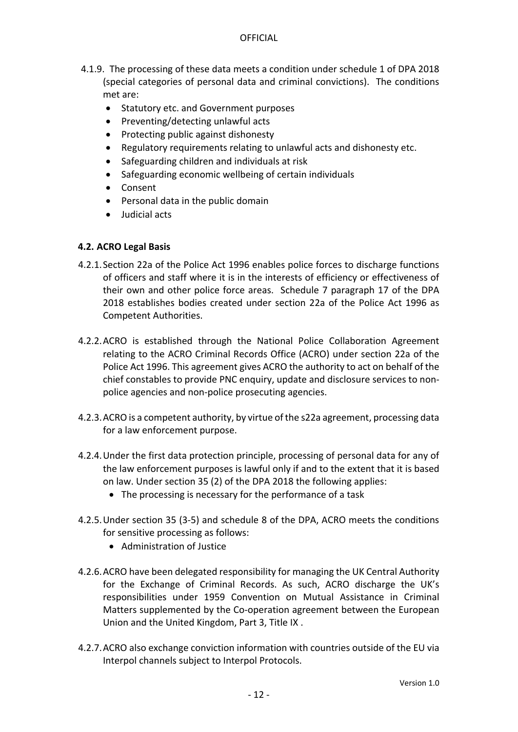4.1.9. The processing of these data meets a condition under schedule 1 of DPA 2018 (special categories of personal data and criminal convictions). The conditions met are:

- Statutory etc. and Government purposes
- Preventing/detecting unlawful acts
- Protecting public against dishonesty
- Regulatory requirements relating to unlawful acts and dishonesty etc.
- Safeguarding children and individuals at risk
- Safeguarding economic wellbeing of certain individuals
- Consent
- Personal data in the public domain
- Judicial acts

### 4.2. ACRO Legal Basis

4.2.1. Section 22a of the Police Act 1996 enables police forces to discharge functions of officers and staff where it is in the interests of efficiency or effectiveness of their own and other police force areas. Schedule 7 paragraph 17 of the DPA 2018 establishes bodies created under section 22a of the Police Act 1996 as Competent Authorities.

4.2.2. ACRO is established through the National Police Collaboration Agreement relating to the ACRO Criminal Records Office (ACRO) under section 22a of the Police Act 1996. This agreement gives ACRO the authority to act on behalf of the chief constables to provide PNC enquiry, update and disclosure services to non-police agencies and non-police prosecuting agencies.

4.2.3. ACRO is a competent authority, by virtue of the s22a agreement, processing data for a law enforcement purpose.

4.2.4. Under the first data protection principle, processing of personal data for any of the law enforcement purposes is lawful only if and to the extent that it is based on law. Under section 35 (2) of the DPA 2018 the following applies:

- The processing is necessary for the performance of a task

4.2.5. Under section 35 (3-5) and schedule 8 of the DPA, ACRO meets the conditions for sensitive processing as follows:

- Administration of Justice

4.2.6. ACRO have been delegated responsibility for managing the UK Central Authority for the Exchange of Criminal Records. As such, ACRO discharge the UK's responsibilities under 1959 Convention on Mutual Assistance in Criminal Matters supplemented by the Co-operation agreement between the European Union and the United Kingdom, Part 3, Title IX .

4.2.7. ACRO also exchange conviction information with countries outside of the EU via Interpol channels subject to Interpol Protocols.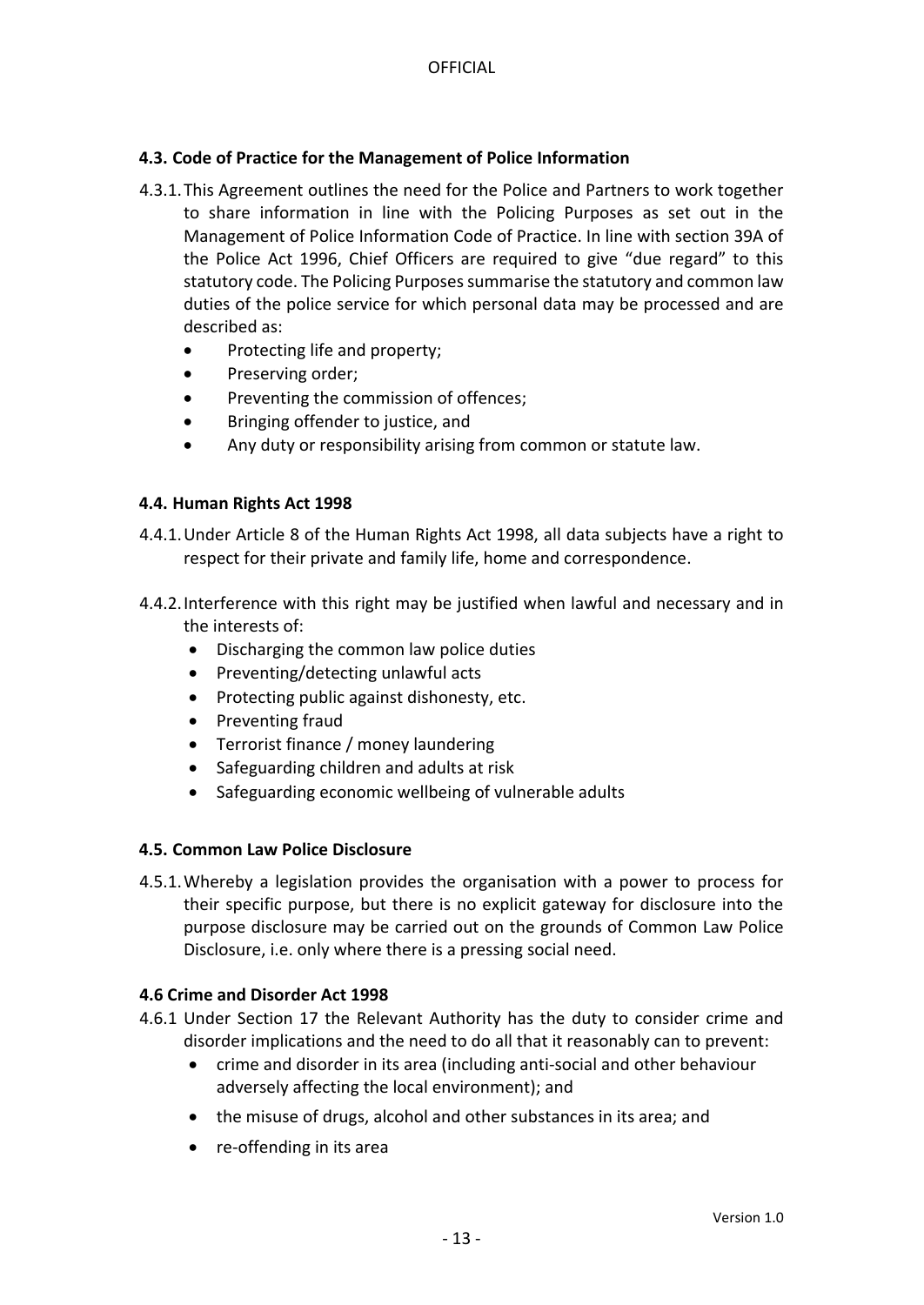### 4.3. Code of Practice for the Management of Police Information

4.3.1. This Agreement outlines the need for the Police and Partners to work together to share information in line with the Policing Purposes as set out in the Management of Police Information Code of Practice. In line with section 39A of the Police Act 1996, Chief Officers are required to give "due regard" to this statutory code. The Policing Purposes summarise the statutory and common law duties of the police service for which personal data may be processed and are described as:

- Protecting life and property;
- Preserving order;
- Preventing the commission of offences;
- Bringing offender to justice, and
- Any duty or responsibility arising from common or statute law.

### 4.4. Human Rights Act 1998

4.4.1. Under Article 8 of the Human Rights Act 1998, all data subjects have a right to respect for their private and family life, home and correspondence.

4.4.2. Interference with this right may be justified when lawful and necessary and in the interests of:

- Discharging the common law police duties
- Preventing/detecting unlawful acts
- Protecting public against dishonesty, etc.
- Preventing fraud
- Terrorist finance / money laundering
- Safeguarding children and adults at risk
- Safeguarding economic wellbeing of vulnerable adults

### 4.5. Common Law Police Disclosure

4.5.1. Whereby a legislation provides the organisation with a power to process for their specific purpose, but there is no explicit gateway for disclosure into the purpose disclosure may be carried out on the grounds of Common Law Police Disclosure, i.e. only where there is a pressing social need.

### 4.6 Crime and Disorder Act 1998

4.6.1 Under Section 17 the Relevant Authority has the duty to consider crime and disorder implications and the need to do all that it reasonably can to prevent:

- crime and disorder in its area (including anti-social and other behaviour adversely affecting the local environment); and
- the misuse of drugs, alcohol and other substances in its area; and
- re-offending in its area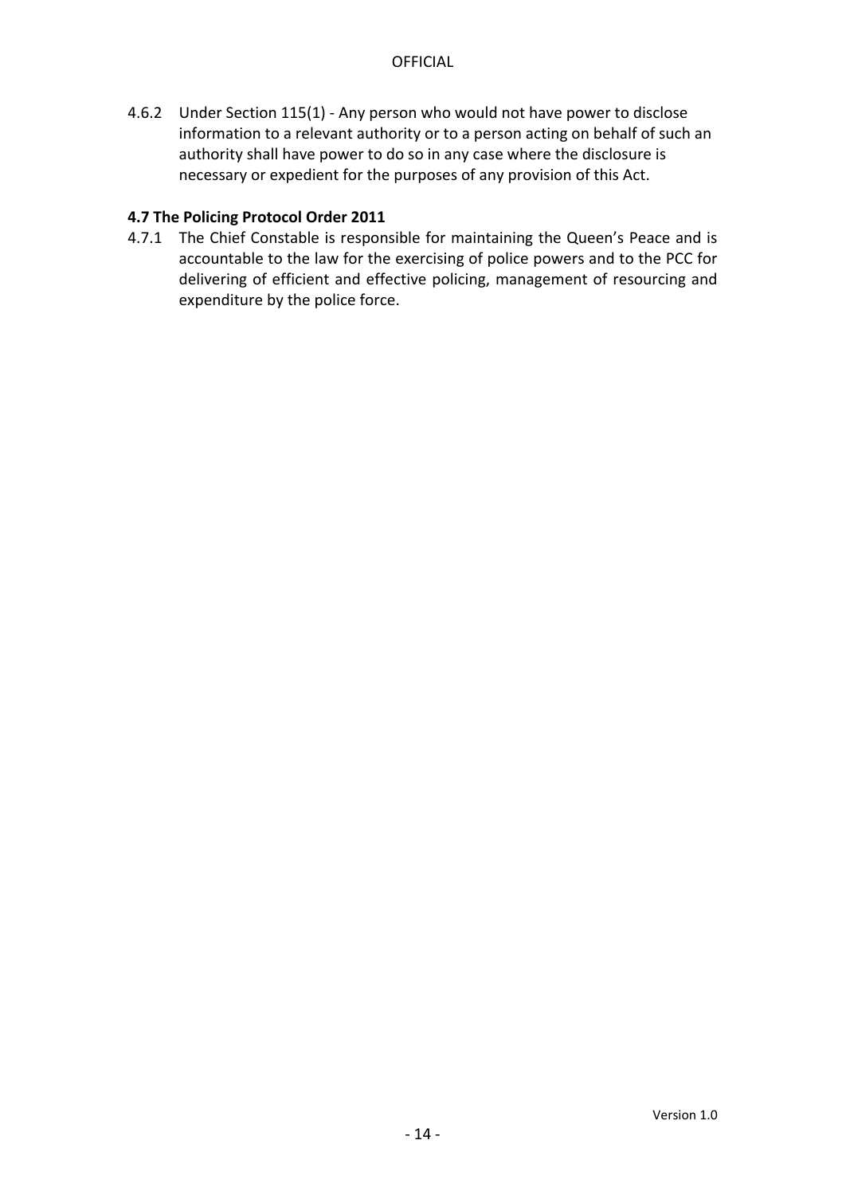4.6.2 Under Section 115(1) - Any person who would not have power to disclose information to a relevant authority or to a person acting on behalf of such an authority shall have power to do so in any case where the disclosure is necessary or expedient for the purposes of any provision of this Act.

**4.7 The Policing Protocol Order 2011**

4.7.1 The Chief Constable is responsible for maintaining the Queen's Peace and is accountable to the law for the exercising of police powers and to the PCC for delivering of efficient and effective policing, management of resourcing and expenditure by the police force.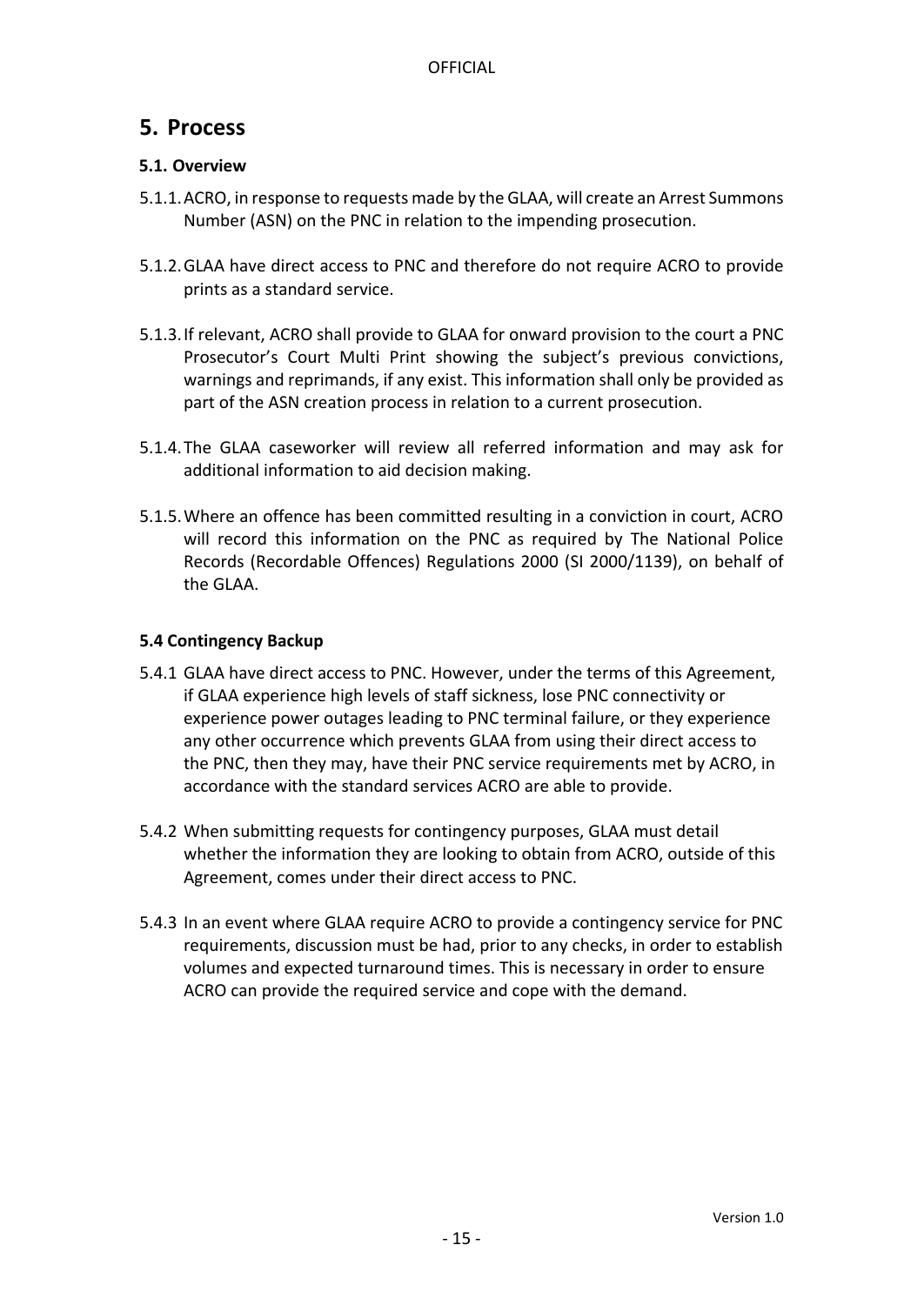## 5. Process

### 5.1. Overview

5.1.1. ACRO, in response to requests made by the GLAA, will create an Arrest Summons Number (ASN) on the PNC in relation to the impending prosecution.

5.1.2. GLAA have direct access to PNC and therefore do not require ACRO to provide prints as a standard service.

5.1.3. If relevant, ACRO shall provide to GLAA for onward provision to the court a PNC Prosecutor's Court Multi Print showing the subject's previous convictions, warnings and reprimands, if any exist. This information shall only be provided as part of the ASN creation process in relation to a current prosecution.

5.1.4. The GLAA caseworker will review all referred information and may ask for additional information to aid decision making.

5.1.5. Where an offence has been committed resulting in a conviction in court, ACRO will record this information on the PNC as required by The National Police Records (Recordable Offences) Regulations 2000 (SI 2000/1139), on behalf of the GLAA.

### 5.4 Contingency Backup

5.4.1 GLAA have direct access to PNC. However, under the terms of this Agreement, if GLAA experience high levels of staff sickness, lose PNC connectivity or experience power outages leading to PNC terminal failure, or they experience any other occurrence which prevents GLAA from using their direct access to the PNC, then they may, have their PNC service requirements met by ACRO, in accordance with the standard services ACRO are able to provide.

5.4.2 When submitting requests for contingency purposes, GLAA must detail whether the information they are looking to obtain from ACRO, outside of this Agreement, comes under their direct access to PNC.

5.4.3 In an event where GLAA require ACRO to provide a contingency service for PNC requirements, discussion must be had, prior to any checks, in order to establish volumes and expected turnaround times. This is necessary in order to ensure ACRO can provide the required service and cope with the demand.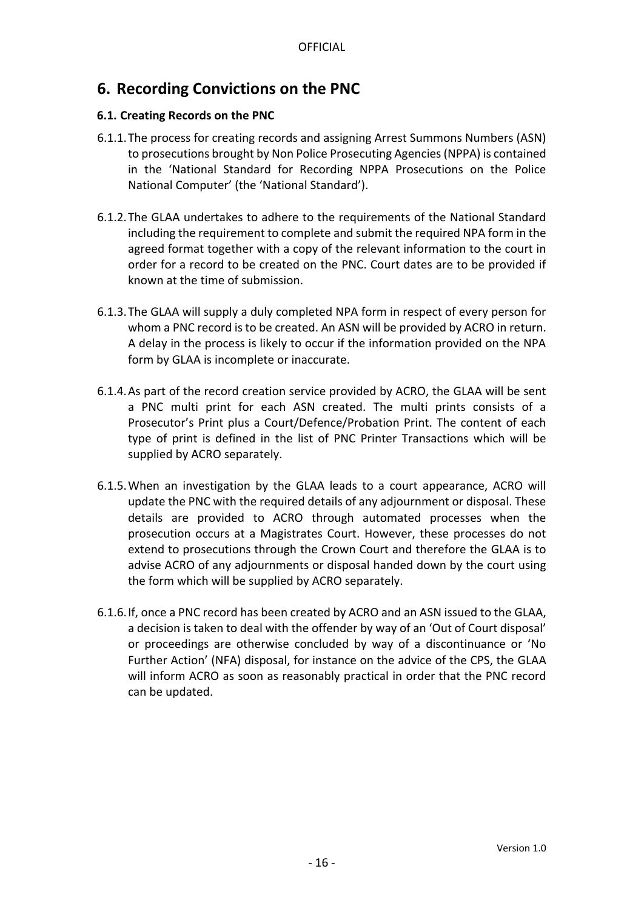# 6. Recording Convictions on the PNC

### 6.1. Creating Records on the PNC

6.1.1. The process for creating records and assigning Arrest Summons Numbers (ASN) to prosecutions brought by Non Police Prosecuting Agencies (NPPA) is contained in the 'National Standard for Recording NPPA Prosecutions on the Police National Computer' (the 'National Standard').

6.1.2. The GLAA undertakes to adhere to the requirements of the National Standard including the requirement to complete and submit the required NPA form in the agreed format together with a copy of the relevant information to the court in order for a record to be created on the PNC. Court dates are to be provided if known at the time of submission.

6.1.3. The GLAA will supply a duly completed NPA form in respect of every person for whom a PNC record is to be created. An ASN will be provided by ACRO in return. A delay in the process is likely to occur if the information provided on the NPA form by GLAA is incomplete or inaccurate.

6.1.4. As part of the record creation service provided by ACRO, the GLAA will be sent a PNC multi print for each ASN created. The multi prints consists of a Prosecutor's Print plus a Court/Defence/Probation Print. The content of each type of print is defined in the list of PNC Printer Transactions which will be supplied by ACRO separately.

6.1.5. When an investigation by the GLAA leads to a court appearance, ACRO will update the PNC with the required details of any adjournment or disposal. These details are provided to ACRO through automated processes when the prosecution occurs at a Magistrates Court. However, these processes do not extend to prosecutions through the Crown Court and therefore the GLAA is to advise ACRO of any adjournments or disposal handed down by the court using the form which will be supplied by ACRO separately.

6.1.6. If, once a PNC record has been created by ACRO and an ASN issued to the GLAA, a decision is taken to deal with the offender by way of an 'Out of Court disposal' or proceedings are otherwise concluded by way of a discontinuance or 'No Further Action' (NFA) disposal, for instance on the advice of the CPS, the GLAA will inform ACRO as soon as reasonably practical in order that the PNC record can be updated.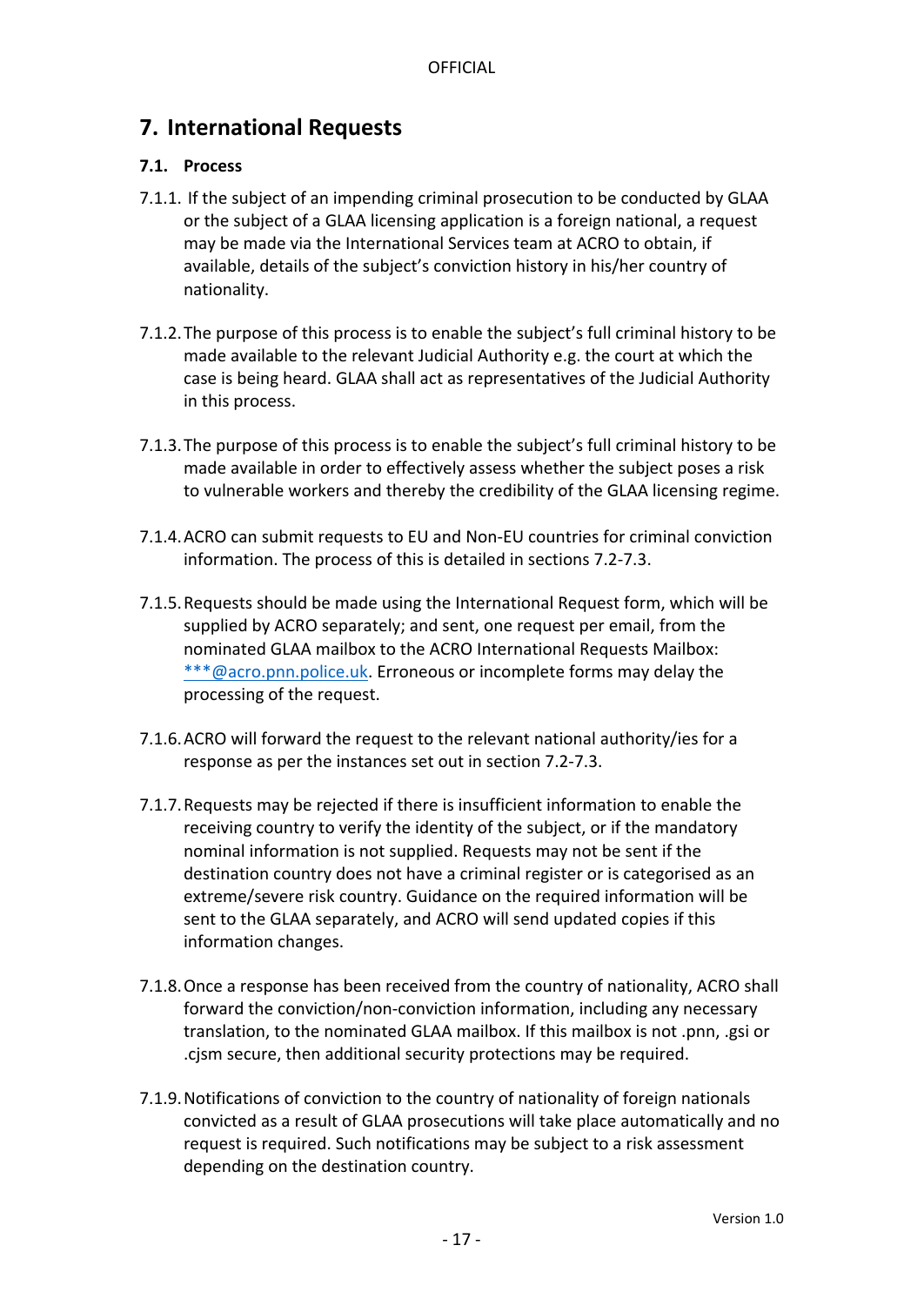## 7. International Requests

### 7.1. Process

7.1.1. If the subject of an impending criminal prosecution to be conducted by GLAA or the subject of a GLAA licensing application is a foreign national, a request may be made via the International Services team at ACRO to obtain, if available, details of the subject's conviction history in his/her country of nationality.

7.1.2. The purpose of this process is to enable the subject's full criminal history to be made available to the relevant Judicial Authority e.g. the court at which the case is being heard. GLAA shall act as representatives of the Judicial Authority in this process.

7.1.3. The purpose of this process is to enable the subject's full criminal history to be made available in order to effectively assess whether the subject poses a risk to vulnerable workers and thereby the credibility of the GLAA licensing regime.

7.1.4. ACRO can submit requests to EU and Non-EU countries for criminal conviction information. The process of this is detailed in sections 7.2-7.3.

7.1.5. Requests should be made using the International Request form, which will be supplied by ACRO separately; and sent, one request per email, from the nominated GLAA mailbox to the ACRO International Requests Mailbox: ***@acro.pnn.police.uk. Erroneous or incomplete forms may delay the processing of the request.

7.1.6. ACRO will forward the request to the relevant national authority/ies for a response as per the instances set out in section 7.2-7.3.

7.1.7. Requests may be rejected if there is insufficient information to enable the receiving country to verify the identity of the subject, or if the mandatory nominal information is not supplied. Requests may not be sent if the destination country does not have a criminal register or is categorised as an extreme/severe risk country. Guidance on the required information will be sent to the GLAA separately, and ACRO will send updated copies if this information changes.

7.1.8. Once a response has been received from the country of nationality, ACRO shall forward the conviction/non-conviction information, including any necessary translation, to the nominated GLAA mailbox. If this mailbox is not .pnn, .gsi or .cjsm secure, then additional security protections may be required.

7.1.9. Notifications of conviction to the country of nationality of foreign nationals convicted as a result of GLAA prosecutions will take place automatically and no request is required. Such notifications may be subject to a risk assessment depending on the destination country.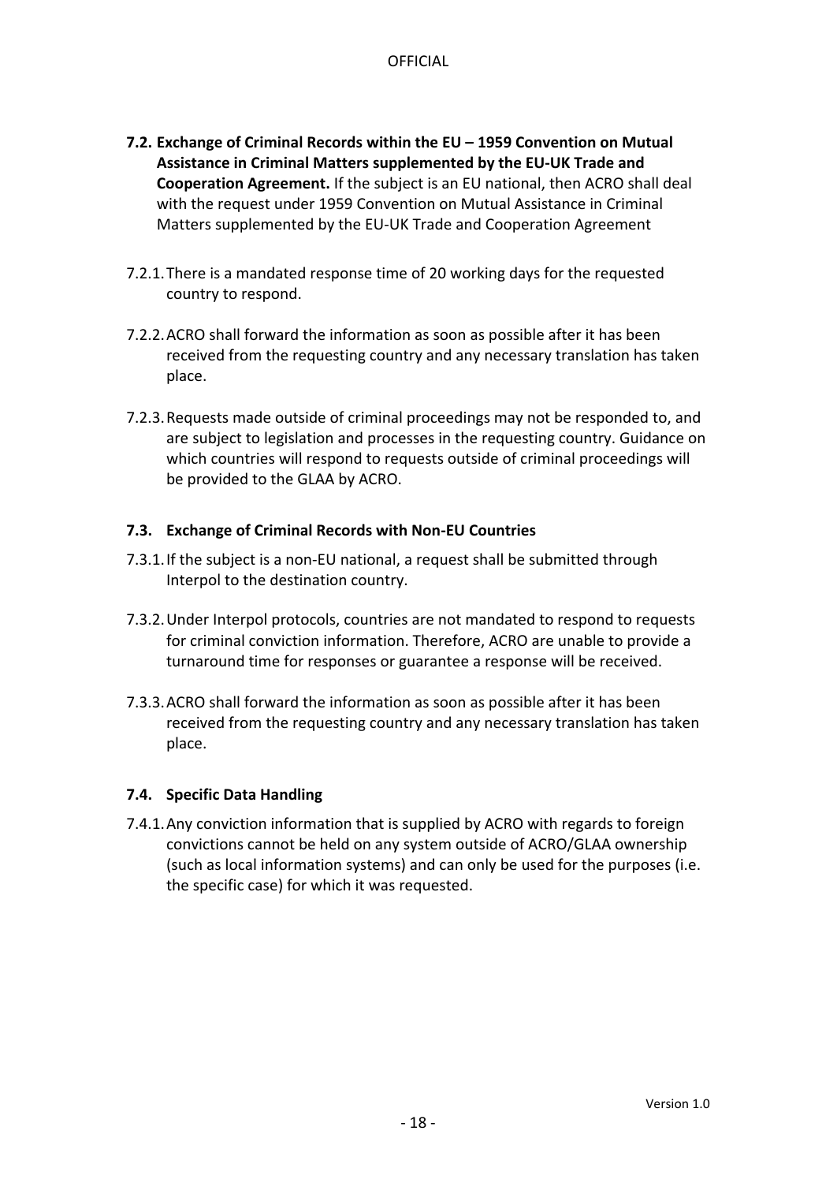**7.2. Exchange of Criminal Records within the EU – 1959 Convention on Mutual Assistance in Criminal Matters supplemented by the EU-UK Trade and Cooperation Agreement.** If the subject is an EU national, then ACRO shall deal with the request under 1959 Convention on Mutual Assistance in Criminal Matters supplemented by the EU-UK Trade and Cooperation Agreement

7.2.1. There is a mandated response time of 20 working days for the requested country to respond.

7.2.2. ACRO shall forward the information as soon as possible after it has been received from the requesting country and any necessary translation has taken place.

7.2.3. Requests made outside of criminal proceedings may not be responded to, and are subject to legislation and processes in the requesting country. Guidance on which countries will respond to requests outside of criminal proceedings will be provided to the GLAA by ACRO.

**7.3. Exchange of Criminal Records with Non-EU Countries**

7.3.1. If the subject is a non-EU national, a request shall be submitted through Interpol to the destination country.

7.3.2. Under Interpol protocols, countries are not mandated to respond to requests for criminal conviction information. Therefore, ACRO are unable to provide a turnaround time for responses or guarantee a response will be received.

7.3.3. ACRO shall forward the information as soon as possible after it has been received from the requesting country and any necessary translation has taken place.

**7.4. Specific Data Handling**

7.4.1. Any conviction information that is supplied by ACRO with regards to foreign convictions cannot be held on any system outside of ACRO/GLAA ownership (such as local information systems) and can only be used for the purposes (i.e. the specific case) for which it was requested.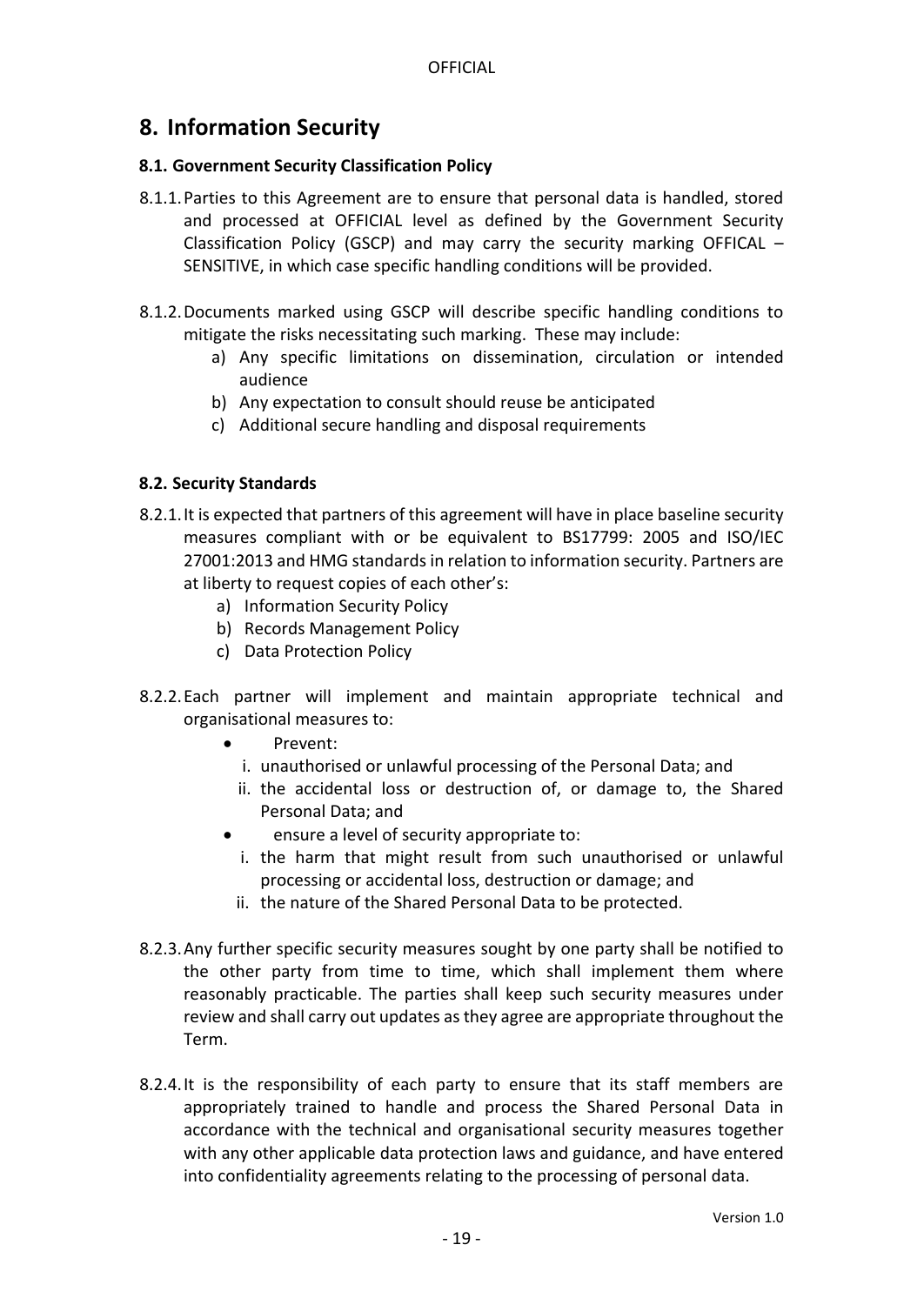## 8. Information Security

### 8.1. Government Security Classification Policy

8.1.1. Parties to this Agreement are to ensure that personal data is handled, stored and processed at OFFICIAL level as defined by the Government Security Classification Policy (GSCP) and may carry the security marking OFFICAL – SENSITIVE, in which case specific handling conditions will be provided.

8.1.2. Documents marked using GSCP will describe specific handling conditions to mitigate the risks necessitating such marking. These may include:

a) Any specific limitations on dissemination, circulation or intended audience
b) Any expectation to consult should reuse be anticipated
c) Additional secure handling and disposal requirements

### 8.2. Security Standards

8.2.1. It is expected that partners of this agreement will have in place baseline security measures compliant with or be equivalent to BS17799: 2005 and ISO/IEC 27001:2013 and HMG standards in relation to information security. Partners are at liberty to request copies of each other's:

a) Information Security Policy
b) Records Management Policy
c) Data Protection Policy

8.2.2. Each partner will implement and maintain appropriate technical and organisational measures to:

- Prevent:
  - i. unauthorised or unlawful processing of the Personal Data; and
  - ii. the accidental loss or destruction of, or damage to, the Shared Personal Data; and
- ensure a level of security appropriate to:
  - i. the harm that might result from such unauthorised or unlawful processing or accidental loss, destruction or damage; and
  - ii. the nature of the Shared Personal Data to be protected.

8.2.3. Any further specific security measures sought by one party shall be notified to the other party from time to time, which shall implement them where reasonably practicable. The parties shall keep such security measures under review and shall carry out updates as they agree are appropriate throughout the Term.

8.2.4. It is the responsibility of each party to ensure that its staff members are appropriately trained to handle and process the Shared Personal Data in accordance with the technical and organisational security measures together with any other applicable data protection laws and guidance, and have entered into confidentiality agreements relating to the processing of personal data.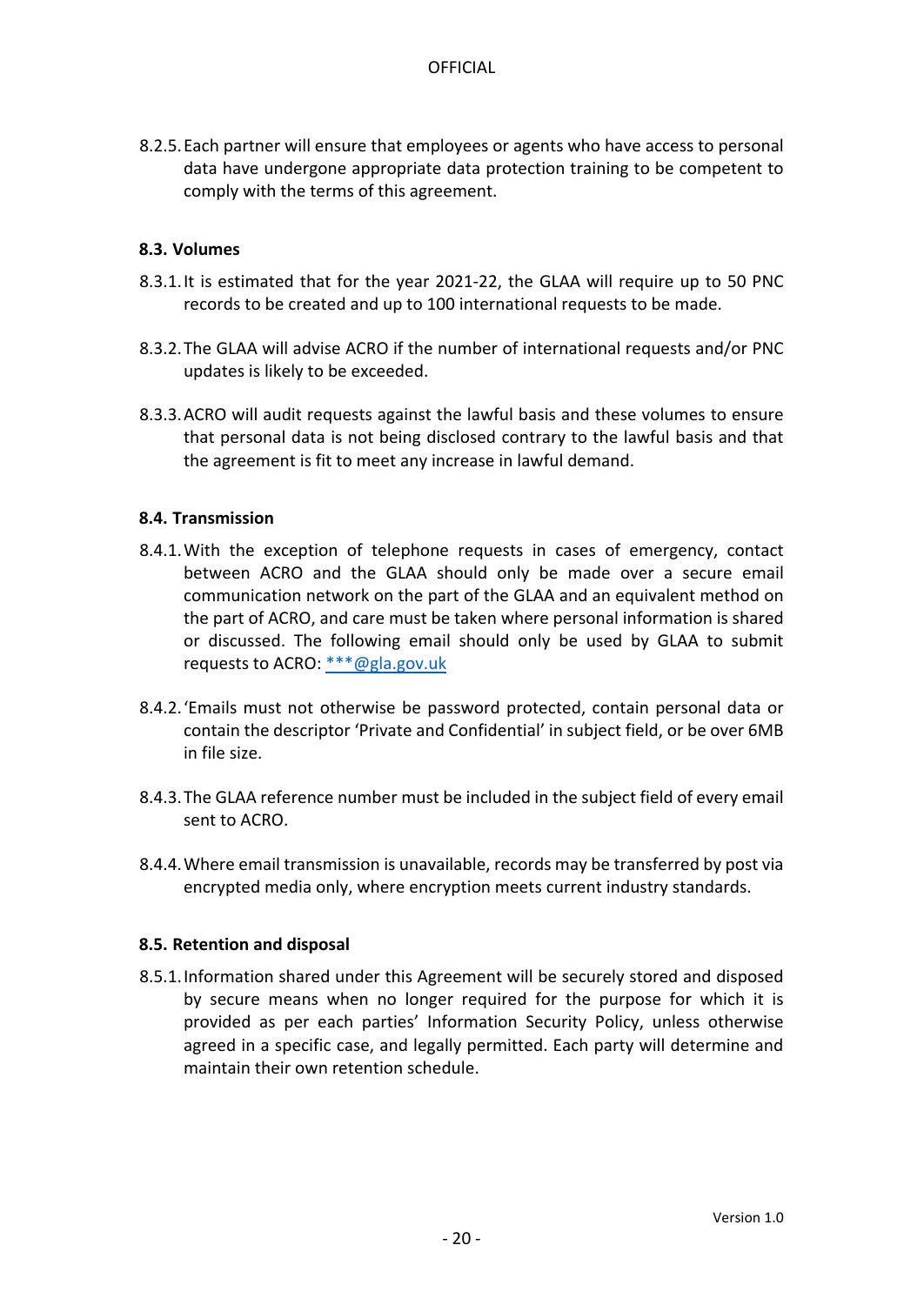8.2.5. Each partner will ensure that employees or agents who have access to personal data have undergone appropriate data protection training to be competent to comply with the terms of this agreement.

**8.3. Volumes**

8.3.1. It is estimated that for the year 2021-22, the GLAA will require up to 50 PNC records to be created and up to 100 international requests to be made.

8.3.2. The GLAA will advise ACRO if the number of international requests and/or PNC updates is likely to be exceeded.

8.3.3. ACRO will audit requests against the lawful basis and these volumes to ensure that personal data is not being disclosed contrary to the lawful basis and that the agreement is fit to meet any increase in lawful demand.

**8.4. Transmission**

8.4.1. With the exception of telephone requests in cases of emergency, contact between ACRO and the GLAA should only be made over a secure email communication network on the part of the GLAA and an equivalent method on the part of ACRO, and care must be taken where personal information is shared or discussed. The following email should only be used by GLAA to submit requests to ACRO: ***@gla.gov.uk

8.4.2. 'Emails must not otherwise be password protected, contain personal data or contain the descriptor 'Private and Confidential' in subject field, or be over 6MB in file size.

8.4.3. The GLAA reference number must be included in the subject field of every email sent to ACRO.

8.4.4. Where email transmission is unavailable, records may be transferred by post via encrypted media only, where encryption meets current industry standards.

**8.5. Retention and disposal**

8.5.1. Information shared under this Agreement will be securely stored and disposed by secure means when no longer required for the purpose for which it is provided as per each parties' Information Security Policy, unless otherwise agreed in a specific case, and legally permitted. Each party will determine and maintain their own retention schedule.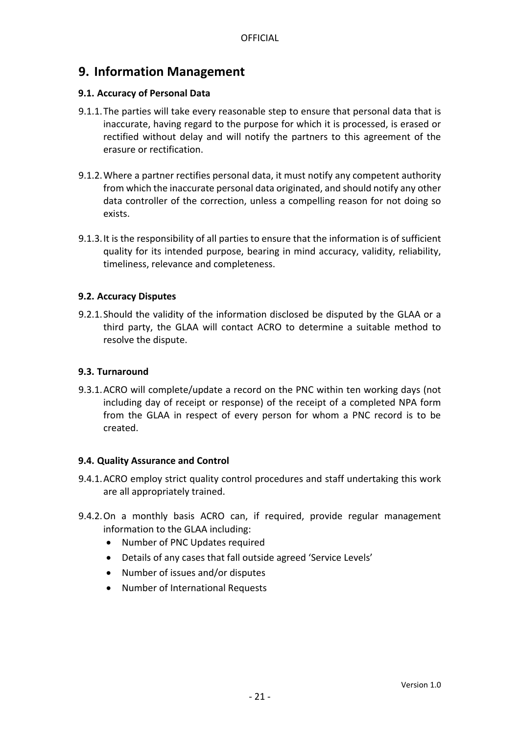## 9. Information Management

### 9.1. Accuracy of Personal Data

9.1.1. The parties will take every reasonable step to ensure that personal data that is inaccurate, having regard to the purpose for which it is processed, is erased or rectified without delay and will notify the partners to this agreement of the erasure or rectification.

9.1.2. Where a partner rectifies personal data, it must notify any competent authority from which the inaccurate personal data originated, and should notify any other data controller of the correction, unless a compelling reason for not doing so exists.

9.1.3. It is the responsibility of all parties to ensure that the information is of sufficient quality for its intended purpose, bearing in mind accuracy, validity, reliability, timeliness, relevance and completeness.

### 9.2. Accuracy Disputes

9.2.1. Should the validity of the information disclosed be disputed by the GLAA or a third party, the GLAA will contact ACRO to determine a suitable method to resolve the dispute.

### 9.3. Turnaround

9.3.1. ACRO will complete/update a record on the PNC within ten working days (not including day of receipt or response) of the receipt of a completed NPA form from the GLAA in respect of every person for whom a PNC record is to be created.

### 9.4. Quality Assurance and Control

9.4.1. ACRO employ strict quality control procedures and staff undertaking this work are all appropriately trained.

9.4.2. On a monthly basis ACRO can, if required, provide regular management information to the GLAA including:

- Number of PNC Updates required
- Details of any cases that fall outside agreed 'Service Levels'
- Number of issues and/or disputes
- Number of International Requests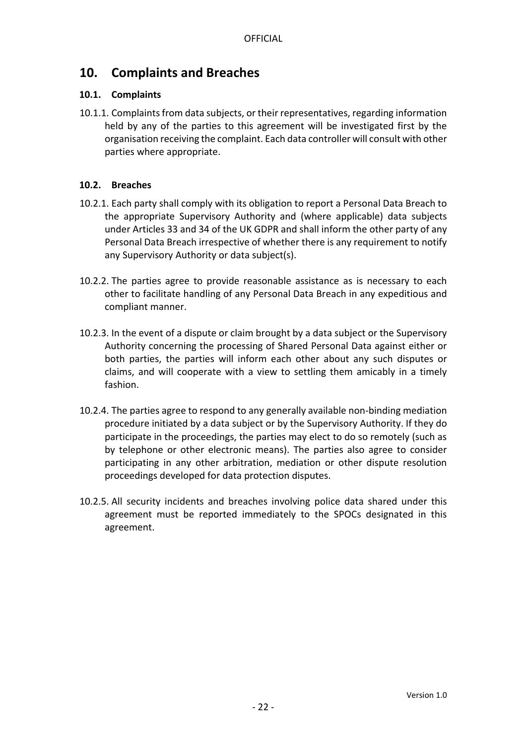## 10. Complaints and Breaches

### 10.1. Complaints

10.1.1. Complaints from data subjects, or their representatives, regarding information held by any of the parties to this agreement will be investigated first by the organisation receiving the complaint. Each data controller will consult with other parties where appropriate.

### 10.2. Breaches

10.2.1. Each party shall comply with its obligation to report a Personal Data Breach to the appropriate Supervisory Authority and (where applicable) data subjects under Articles 33 and 34 of the UK GDPR and shall inform the other party of any Personal Data Breach irrespective of whether there is any requirement to notify any Supervisory Authority or data subject(s).

10.2.2. The parties agree to provide reasonable assistance as is necessary to each other to facilitate handling of any Personal Data Breach in any expeditious and compliant manner.

10.2.3. In the event of a dispute or claim brought by a data subject or the Supervisory Authority concerning the processing of Shared Personal Data against either or both parties, the parties will inform each other about any such disputes or claims, and will cooperate with a view to settling them amicably in a timely fashion.

10.2.4. The parties agree to respond to any generally available non-binding mediation procedure initiated by a data subject or by the Supervisory Authority. If they do participate in the proceedings, the parties may elect to do so remotely (such as by telephone or other electronic means). The parties also agree to consider participating in any other arbitration, mediation or other dispute resolution proceedings developed for data protection disputes.

10.2.5. All security incidents and breaches involving police data shared under this agreement must be reported immediately to the SPOCs designated in this agreement.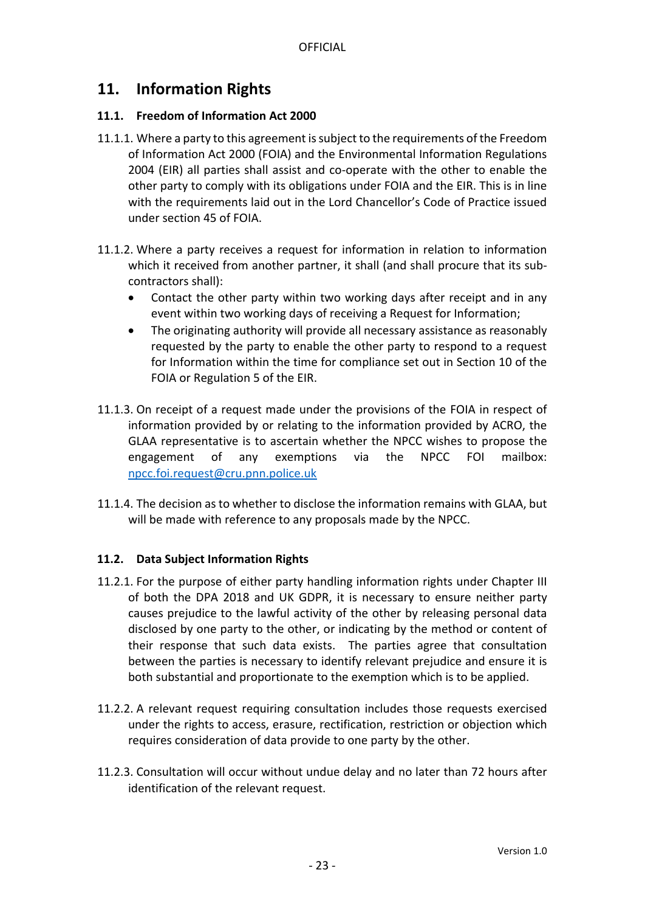## 11. Information Rights

### 11.1. Freedom of Information Act 2000

11.1.1. Where a party to this agreement is subject to the requirements of the Freedom of Information Act 2000 (FOIA) and the Environmental Information Regulations 2004 (EIR) all parties shall assist and co-operate with the other to enable the other party to comply with its obligations under FOIA and the EIR. This is in line with the requirements laid out in the Lord Chancellor's Code of Practice issued under section 45 of FOIA.

11.1.2. Where a party receives a request for information in relation to information which it received from another partner, it shall (and shall procure that its sub-contractors shall):

- Contact the other party within two working days after receipt and in any event within two working days of receiving a Request for Information;
- The originating authority will provide all necessary assistance as reasonably requested by the party to enable the other party to respond to a request for Information within the time for compliance set out in Section 10 of the FOIA or Regulation 5 of the EIR.

11.1.3. On receipt of a request made under the provisions of the FOIA in respect of information provided by or relating to the information provided by ACRO, the GLAA representative is to ascertain whether the NPCC wishes to propose the engagement of any exemptions via the NPCC FOI mailbox: npcc.foi.request@cru.pnn.police.uk

11.1.4. The decision as to whether to disclose the information remains with GLAA, but will be made with reference to any proposals made by the NPCC.

### 11.2. Data Subject Information Rights

11.2.1. For the purpose of either party handling information rights under Chapter III of both the DPA 2018 and UK GDPR, it is necessary to ensure neither party causes prejudice to the lawful activity of the other by releasing personal data disclosed by one party to the other, or indicating by the method or content of their response that such data exists. The parties agree that consultation between the parties is necessary to identify relevant prejudice and ensure it is both substantial and proportionate to the exemption which is to be applied.

11.2.2. A relevant request requiring consultation includes those requests exercised under the rights to access, erasure, rectification, restriction or objection which requires consideration of data provide to one party by the other.

11.2.3. Consultation will occur without undue delay and no later than 72 hours after identification of the relevant request.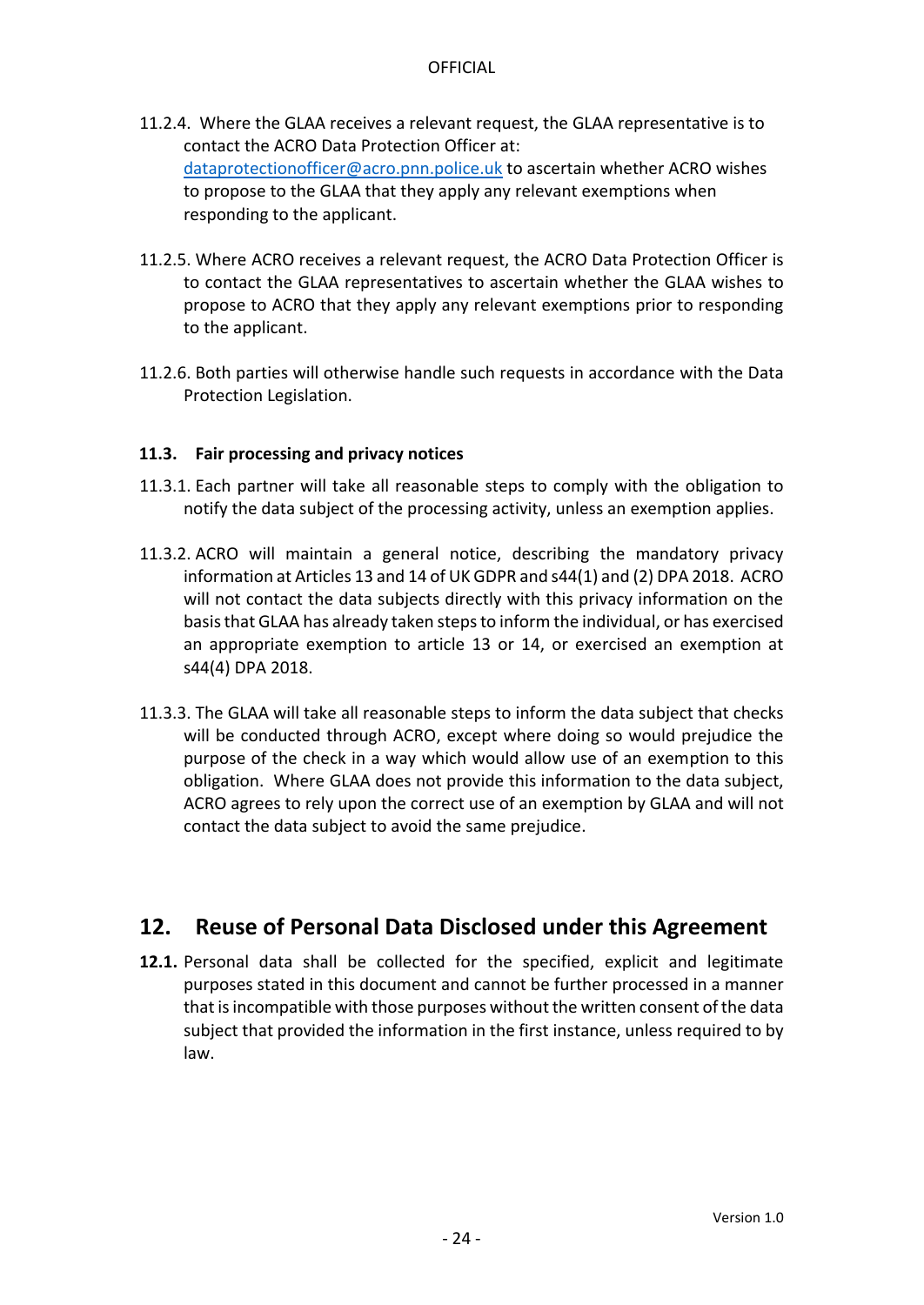11.2.4. Where the GLAA receives a relevant request, the GLAA representative is to contact the ACRO Data Protection Officer at: [dataprotectionofficer@acro.pnn.police.uk](mailto:dataprotectionofficer@acro.pnn.police.uk) to ascertain whether ACRO wishes to propose to the GLAA that they apply any relevant exemptions when responding to the applicant.

11.2.5. Where ACRO receives a relevant request, the ACRO Data Protection Officer is to contact the GLAA representatives to ascertain whether the GLAA wishes to propose to ACRO that they apply any relevant exemptions prior to responding to the applicant.

11.2.6. Both parties will otherwise handle such requests in accordance with the Data Protection Legislation.

### 11.3. Fair processing and privacy notices

11.3.1. Each partner will take all reasonable steps to comply with the obligation to notify the data subject of the processing activity, unless an exemption applies.

11.3.2. ACRO will maintain a general notice, describing the mandatory privacy information at Articles 13 and 14 of UK GDPR and s44(1) and (2) DPA 2018. ACRO will not contact the data subjects directly with this privacy information on the basis that GLAA has already taken steps to inform the individual, or has exercised an appropriate exemption to article 13 or 14, or exercised an exemption at s44(4) DPA 2018.

11.3.3. The GLAA will take all reasonable steps to inform the data subject that checks will be conducted through ACRO, except where doing so would prejudice the purpose of the check in a way which would allow use of an exemption to this obligation. Where GLAA does not provide this information to the data subject, ACRO agrees to rely upon the correct use of an exemption by GLAA and will not contact the data subject to avoid the same prejudice.

## 12. Reuse of Personal Data Disclosed under this Agreement

**12.1.** Personal data shall be collected for the specified, explicit and legitimate purposes stated in this document and cannot be further processed in a manner that is incompatible with those purposes without the written consent of the data subject that provided the information in the first instance, unless required to by law.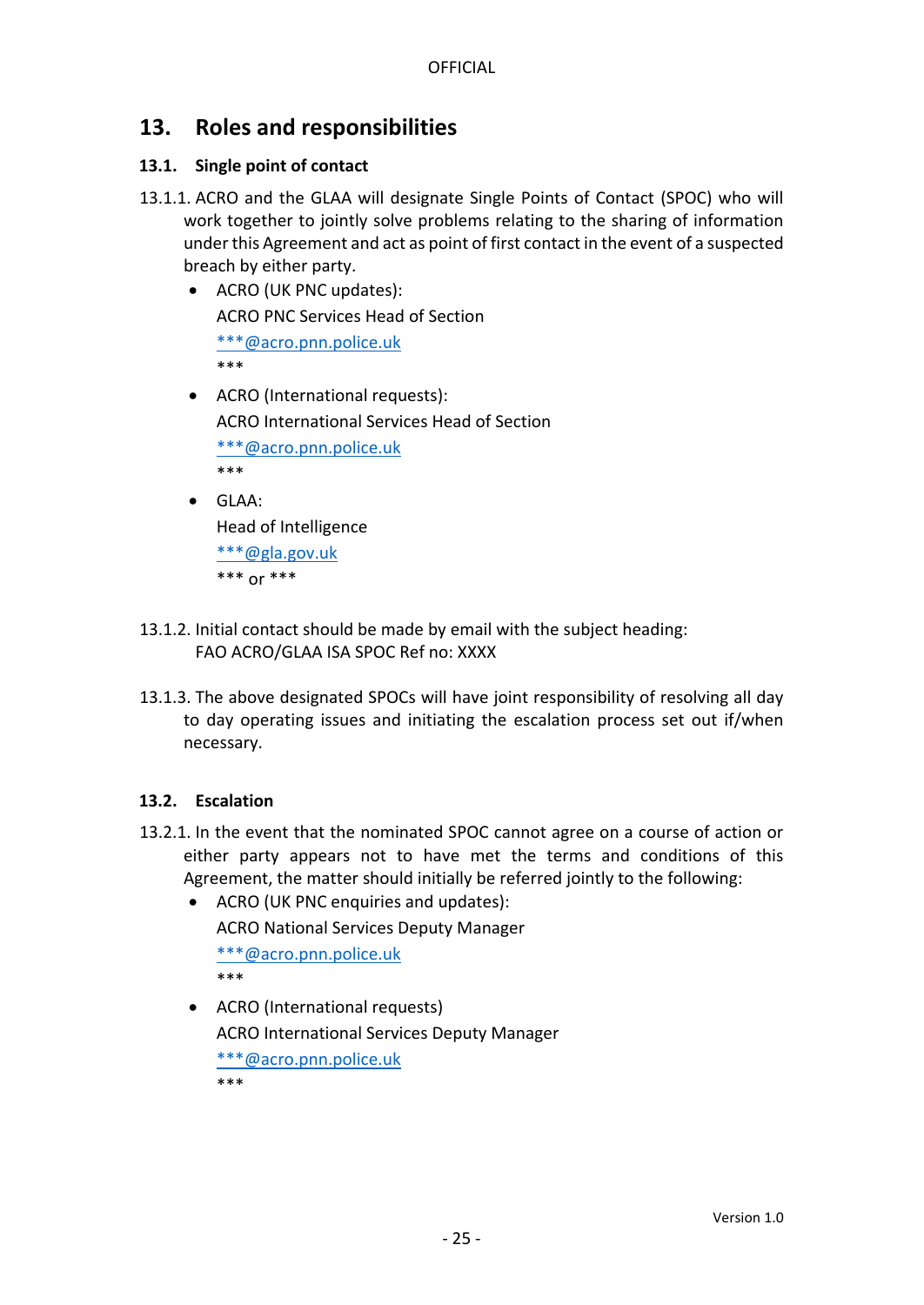## 13. Roles and responsibilities

### 13.1. Single point of contact

13.1.1. ACRO and the GLAA will designate Single Points of Contact (SPOC) who will work together to jointly solve problems relating to the sharing of information under this Agreement and act as point of first contact in the event of a suspected breach by either party.

- ACRO (UK PNC updates):
  ACRO PNC Services Head of Section
  ***@acro.pnn.police.uk
  ***

- ACRO (International requests):
  ACRO International Services Head of Section
  ***@acro.pnn.police.uk
  ***

- GLAA:
  Head of Intelligence
  ***@gla.gov.uk
  *** or ***

13.1.2. Initial contact should be made by email with the subject heading:
FAO ACRO/GLAA ISA SPOC Ref no: XXXX

13.1.3. The above designated SPOCs will have joint responsibility of resolving all day to day operating issues and initiating the escalation process set out if/when necessary.

### 13.2. Escalation

13.2.1. In the event that the nominated SPOC cannot agree on a course of action or either party appears not to have met the terms and conditions of this Agreement, the matter should initially be referred jointly to the following:

- ACRO (UK PNC enquiries and updates):
  ACRO National Services Deputy Manager
  ***@acro.pnn.police.uk
  ***

- ACRO (International requests)
  ACRO International Services Deputy Manager
  ***@acro.pnn.police.uk
  ***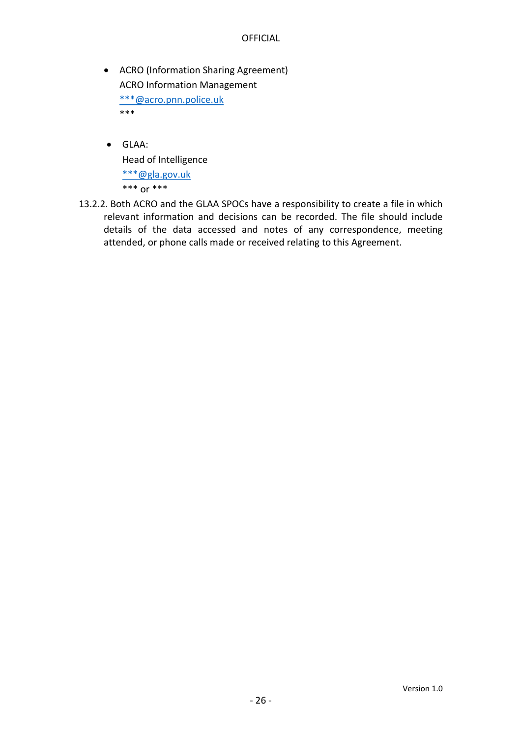- ACRO (Information Sharing Agreement)
  ACRO Information Management
  ***@acro.pnn.police.uk
  ***

- GLAA:
  Head of Intelligence
  ***@gla.gov.uk
  *** or ***

13.2.2. Both ACRO and the GLAA SPOCs have a responsibility to create a file in which relevant information and decisions can be recorded. The file should include details of the data accessed and notes of any correspondence, meeting attended, or phone calls made or received relating to this Agreement.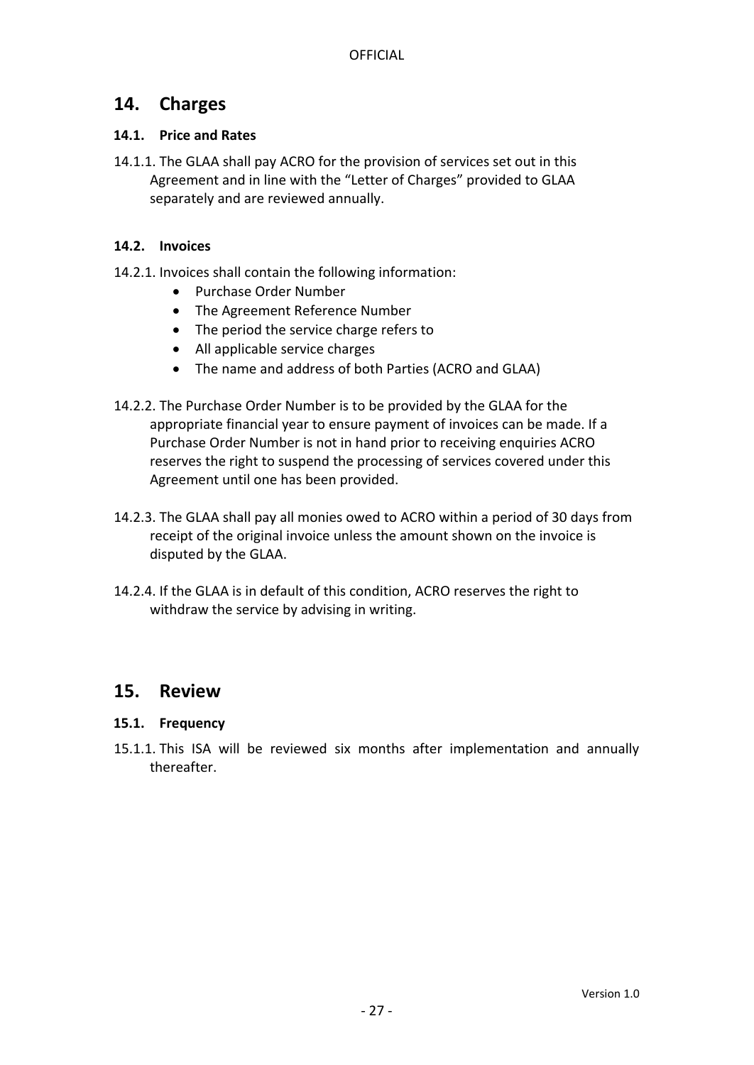## 14. Charges

### 14.1. Price and Rates

14.1.1. The GLAA shall pay ACRO for the provision of services set out in this Agreement and in line with the "Letter of Charges" provided to GLAA separately and are reviewed annually.

### 14.2. Invoices

14.2.1. Invoices shall contain the following information:

- Purchase Order Number
- The Agreement Reference Number
- The period the service charge refers to
- All applicable service charges
- The name and address of both Parties (ACRO and GLAA)

14.2.2. The Purchase Order Number is to be provided by the GLAA for the appropriate financial year to ensure payment of invoices can be made. If a Purchase Order Number is not in hand prior to receiving enquiries ACRO reserves the right to suspend the processing of services covered under this Agreement until one has been provided.

14.2.3. The GLAA shall pay all monies owed to ACRO within a period of 30 days from receipt of the original invoice unless the amount shown on the invoice is disputed by the GLAA.

14.2.4. If the GLAA is in default of this condition, ACRO reserves the right to withdraw the service by advising in writing.

## 15. Review

### 15.1. Frequency

15.1.1. This ISA will be reviewed six months after implementation and annually thereafter.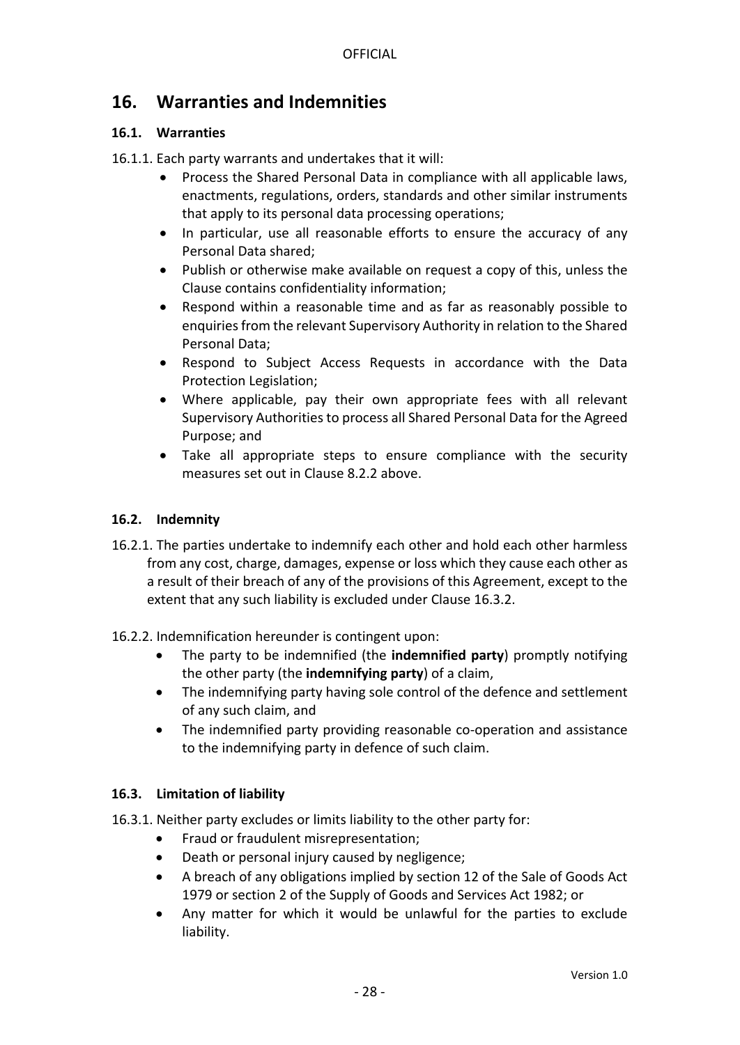## 16. Warranties and Indemnities

### 16.1. Warranties

16.1.1. Each party warrants and undertakes that it will:

- Process the Shared Personal Data in compliance with all applicable laws, enactments, regulations, orders, standards and other similar instruments that apply to its personal data processing operations;
- In particular, use all reasonable efforts to ensure the accuracy of any Personal Data shared;
- Publish or otherwise make available on request a copy of this, unless the Clause contains confidentiality information;
- Respond within a reasonable time and as far as reasonably possible to enquiries from the relevant Supervisory Authority in relation to the Shared Personal Data;
- Respond to Subject Access Requests in accordance with the Data Protection Legislation;
- Where applicable, pay their own appropriate fees with all relevant Supervisory Authorities to process all Shared Personal Data for the Agreed Purpose; and
- Take all appropriate steps to ensure compliance with the security measures set out in Clause 8.2.2 above.

### 16.2. Indemnity

16.2.1. The parties undertake to indemnify each other and hold each other harmless from any cost, charge, damages, expense or loss which they cause each other as a result of their breach of any of the provisions of this Agreement, except to the extent that any such liability is excluded under Clause 16.3.2.

16.2.2. Indemnification hereunder is contingent upon:

- The party to be indemnified (the **indemnified party**) promptly notifying the other party (the **indemnifying party**) of a claim,
- The indemnifying party having sole control of the defence and settlement of any such claim, and
- The indemnified party providing reasonable co-operation and assistance to the indemnifying party in defence of such claim.

### 16.3. Limitation of liability

16.3.1. Neither party excludes or limits liability to the other party for:

- Fraud or fraudulent misrepresentation;
- Death or personal injury caused by negligence;
- A breach of any obligations implied by section 12 of the Sale of Goods Act 1979 or section 2 of the Supply of Goods and Services Act 1982; or
- Any matter for which it would be unlawful for the parties to exclude liability.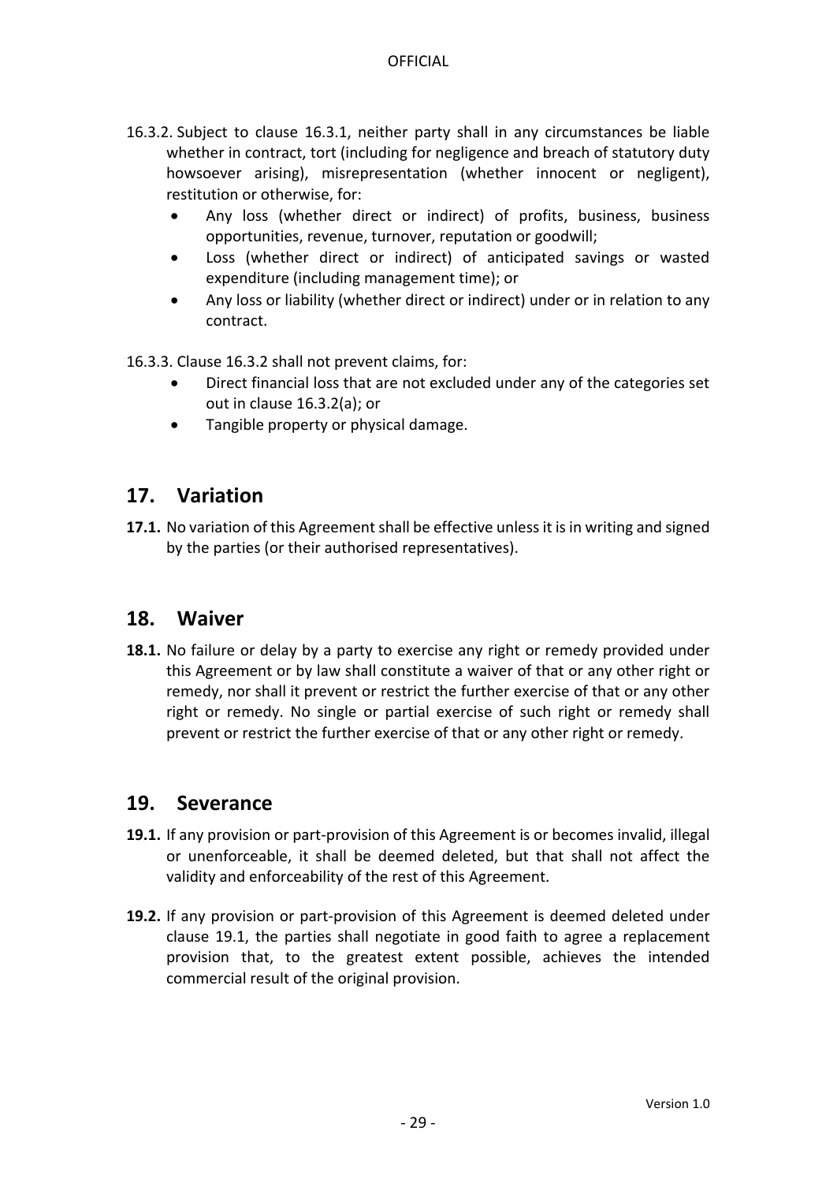16.3.2. Subject to clause 16.3.1, neither party shall in any circumstances be liable whether in contract, tort (including for negligence and breach of statutory duty howsoever arising), misrepresentation (whether innocent or negligent), restitution or otherwise, for:

- Any loss (whether direct or indirect) of profits, business, business opportunities, revenue, turnover, reputation or goodwill;
- Loss (whether direct or indirect) of anticipated savings or wasted expenditure (including management time); or
- Any loss or liability (whether direct or indirect) under or in relation to any contract.

16.3.3. Clause 16.3.2 shall not prevent claims, for:

- Direct financial loss that are not excluded under any of the categories set out in clause 16.3.2(a); or
- Tangible property or physical damage.

## 17. Variation

**17.1.** No variation of this Agreement shall be effective unless it is in writing and signed by the parties (or their authorised representatives).

## 18. Waiver

**18.1.** No failure or delay by a party to exercise any right or remedy provided under this Agreement or by law shall constitute a waiver of that or any other right or remedy, nor shall it prevent or restrict the further exercise of that or any other right or remedy. No single or partial exercise of such right or remedy shall prevent or restrict the further exercise of that or any other right or remedy.

## 19. Severance

**19.1.** If any provision or part-provision of this Agreement is or becomes invalid, illegal or unenforceable, it shall be deemed deleted, but that shall not affect the validity and enforceability of the rest of this Agreement.

**19.2.** If any provision or part-provision of this Agreement is deemed deleted under clause 19.1, the parties shall negotiate in good faith to agree a replacement provision that, to the greatest extent possible, achieves the intended commercial result of the original provision.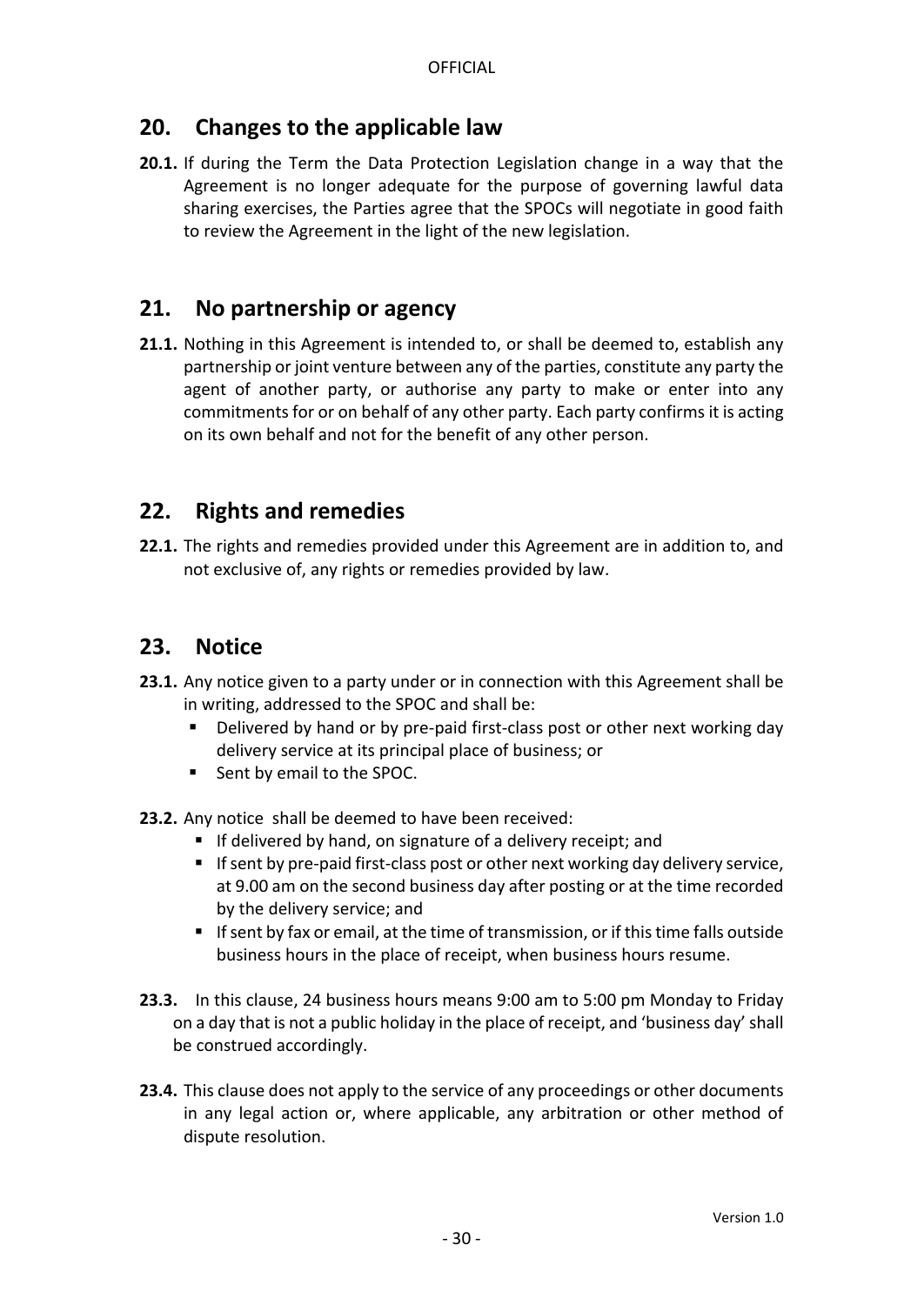## 20. Changes to the applicable law

**20.1.** If during the Term the Data Protection Legislation change in a way that the Agreement is no longer adequate for the purpose of governing lawful data sharing exercises, the Parties agree that the SPOCs will negotiate in good faith to review the Agreement in the light of the new legislation.

## 21. No partnership or agency

**21.1.** Nothing in this Agreement is intended to, or shall be deemed to, establish any partnership or joint venture between any of the parties, constitute any party the agent of another party, or authorise any party to make or enter into any commitments for or on behalf of any other party. Each party confirms it is acting on its own behalf and not for the benefit of any other person.

## 22. Rights and remedies

**22.1.** The rights and remedies provided under this Agreement are in addition to, and not exclusive of, any rights or remedies provided by law.

## 23. Notice

**23.1.** Any notice given to a party under or in connection with this Agreement shall be in writing, addressed to the SPOC and shall be:

- Delivered by hand or by pre-paid first-class post or other next working day delivery service at its principal place of business; or
- Sent by email to the SPOC.

**23.2.** Any notice shall be deemed to have been received:

- If delivered by hand, on signature of a delivery receipt; and
- If sent by pre-paid first-class post or other next working day delivery service, at 9.00 am on the second business day after posting or at the time recorded by the delivery service; and
- If sent by fax or email, at the time of transmission, or if this time falls outside business hours in the place of receipt, when business hours resume.

**23.3.** In this clause, 24 business hours means 9:00 am to 5:00 pm Monday to Friday on a day that is not a public holiday in the place of receipt, and 'business day' shall be construed accordingly.

**23.4.** This clause does not apply to the service of any proceedings or other documents in any legal action or, where applicable, any arbitration or other method of dispute resolution.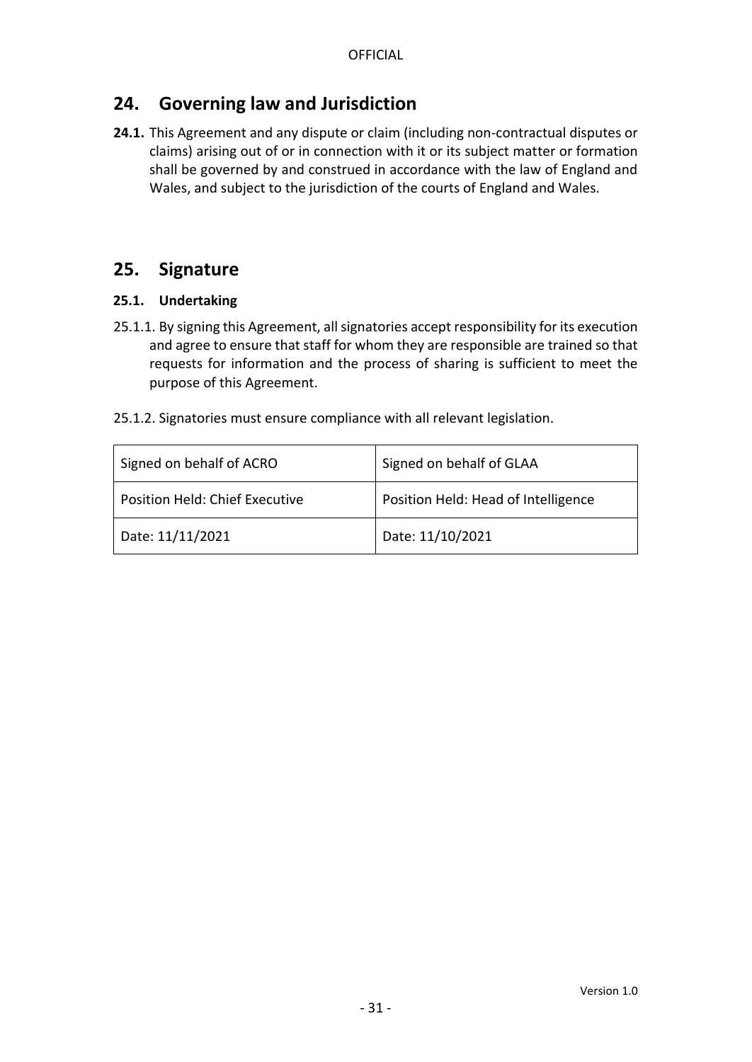## 24. Governing law and Jurisdiction

**24.1.** This Agreement and any dispute or claim (including non-contractual disputes or claims) arising out of or in connection with it or its subject matter or formation shall be governed by and construed in accordance with the law of England and Wales, and subject to the jurisdiction of the courts of England and Wales.

## 25. Signature

### 25.1. Undertaking

25.1.1. By signing this Agreement, all signatories accept responsibility for its execution and agree to ensure that staff for whom they are responsible are trained so that requests for information and the process of sharing is sufficient to meet the purpose of this Agreement.

25.1.2. Signatories must ensure compliance with all relevant legislation.

| | |
|---|---|
| Signed on behalf of ACRO | Signed on behalf of GLAA |
| Position Held: Chief Executive | Position Held: Head of Intelligence |
| Date: 11/11/2021 | Date: 11/10/2021 |